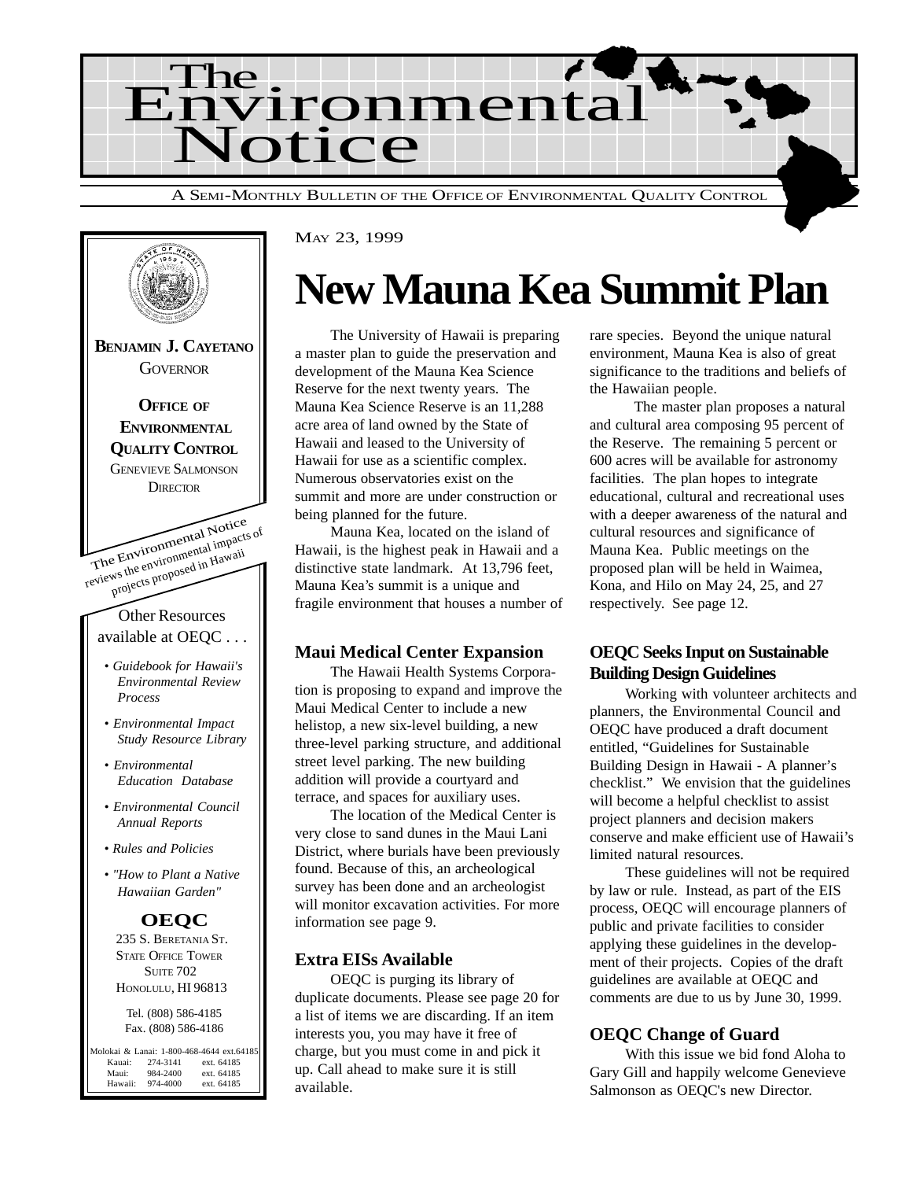# The Environmental Notice

A Semi-Monthly Bulletin of the Office of Environmental Quality Control

May 23, 1999

**Benjamin J. Cayetano**
Governor

**Office of Environmental Quality Control**
Genevieve Salmonson
Director

The Environmental Notice reviews the environmental impacts of projects proposed in Hawaii

Other Resources available at OEQC . . .

- *Guidebook for Hawaii's Environmental Review Process*
- *Environmental Impact Study Resource Library*
- *Environmental Education Database*
- *Environmental Council Annual Reports*
- *Rules and Policies*
- *"How to Plant a Native Hawaiian Garden"*

**OEQC**
235 S. Beretania St.
State Office Tower
Suite 702
Honolulu, HI 96813

Tel. (808) 586-4185
Fax. (808) 586-4186

| | | |
|---|---|---|
| Molokai & Lanai: | 1-800-468-4644 | ext.64185 |
| Kauai: | 274-3141 | ext. 64185 |
| Maui: | 984-2400 | ext. 64185 |
| Hawaii: | 974-4000 | ext. 64185 |

# New Mauna Kea Summit Plan

The University of Hawaii is preparing a master plan to guide the preservation and development of the Mauna Kea Science Reserve for the next twenty years. The Mauna Kea Science Reserve is an 11,288 acre area of land owned by the State of Hawaii and leased to the University of Hawaii for use as a scientific complex. Numerous observatories exist on the summit and more are under construction or being planned for the future.

Mauna Kea, located on the island of Hawaii, is the highest peak in Hawaii and a distinctive state landmark. At 13,796 feet, Mauna Kea's summit is a unique and fragile environment that houses a number of rare species. Beyond the unique natural environment, Mauna Kea is also of great significance to the traditions and beliefs of the Hawaiian people.

The master plan proposes a natural and cultural area composing 95 percent of the Reserve. The remaining 5 percent or 600 acres will be available for astronomy facilities. The plan hopes to integrate educational, cultural and recreational uses with a deeper awareness of the natural and cultural resources and significance of Mauna Kea. Public meetings on the proposed plan will be held in Waimea, Kona, and Hilo on May 24, 25, and 27 respectively. See page 12.

## Maui Medical Center Expansion

The Hawaii Health Systems Corporation is proposing to expand and improve the Maui Medical Center to include a new helistop, a new six-level building, a new three-level parking structure, and additional street level parking. The new building addition will provide a courtyard and terrace, and spaces for auxiliary uses.

The location of the Medical Center is very close to sand dunes in the Maui Lani District, where burials have been previously found. Because of this, an archeological survey has been done and an archeologist will monitor excavation activities. For more information see page 9.

## Extra EISs Available

OEQC is purging its library of duplicate documents. Please see page 20 for a list of items we are discarding. If an item interests you, you may have it free of charge, but you must come in and pick it up. Call ahead to make sure it is still available.

## OEQC Seeks Input on Sustainable Building Design Guidelines

Working with volunteer architects and planners, the Environmental Council and OEQC have produced a draft document entitled, "Guidelines for Sustainable Building Design in Hawaii - A planner's checklist." We envision that the guidelines will become a helpful checklist to assist project planners and decision makers conserve and make efficient use of Hawaii's limited natural resources.

These guidelines will not be required by law or rule. Instead, as part of the EIS process, OEQC will encourage planners of public and private facilities to consider applying these guidelines in the development of their projects. Copies of the draft guidelines are available at OEQC and comments are due to us by June 30, 1999.

## OEQC Change of Guard

With this issue we bid fond Aloha to Gary Gill and happily welcome Genevieve Salmonson as OEQC's new Director.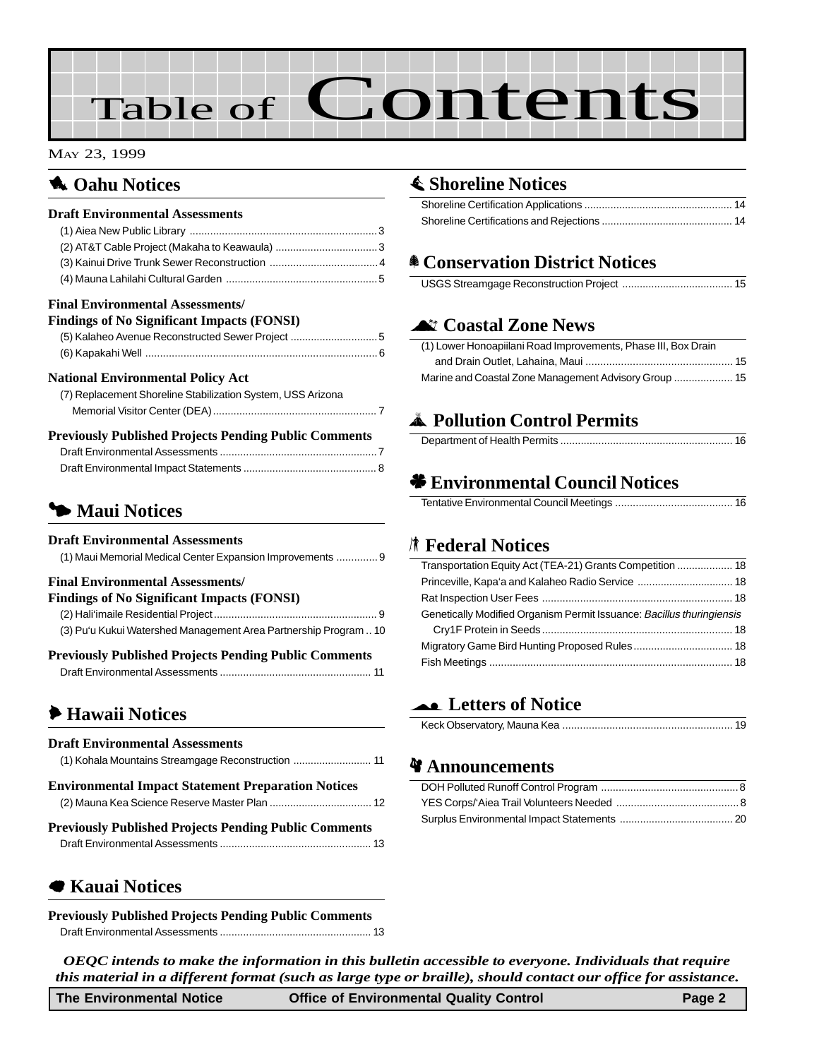# Table of Contents

MAY 23, 1999

## Oahu Notices

### Draft Environmental Assessments

(1) Aiea New Public Library ........ 3
(2) AT&T Cable Project (Makaha to Keawaula) ........ 3
(3) Kainui Drive Trunk Sewer Reconstruction ........ 4
(4) Mauna Lahilahi Cultural Garden ........ 5

### Final Environmental Assessments/ Findings of No Significant Impacts (FONSI)

(5) Kalaheo Avenue Reconstructed Sewer Project ........ 5
(6) Kapakahi Well ........ 6

### National Environmental Policy Act

(7) Replacement Shoreline Stabilization System, USS Arizona Memorial Visitor Center (DEA) ........ 7

### Previously Published Projects Pending Public Comments

Draft Environmental Assessments ........ 7
Draft Environmental Impact Statements ........ 8

## Maui Notices

### Draft Environmental Assessments

(1) Maui Memorial Medical Center Expansion Improvements ........ 9

### Final Environmental Assessments/ Findings of No Significant Impacts (FONSI)

(2) Hali'imaile Residential Project ........ 9
(3) Pu'u Kukui Watershed Management Area Partnership Program ........ 10

### Previously Published Projects Pending Public Comments

Draft Environmental Assessments ........ 11

## Hawaii Notices

### Draft Environmental Assessments

(1) Kohala Mountains Streamgage Reconstruction ........ 11

### Environmental Impact Statement Preparation Notices

(2) Mauna Kea Science Reserve Master Plan ........ 12

### Previously Published Projects Pending Public Comments

Draft Environmental Assessments ........ 13

## Kauai Notices

### Previously Published Projects Pending Public Comments

Draft Environmental Assessments ........ 13

## Shoreline Notices

Shoreline Certification Applications ........ 14
Shoreline Certifications and Rejections ........ 14

## Conservation District Notices

USGS Streamgage Reconstruction Project ........ 15

## Coastal Zone News

(1) Lower Honoapiilani Road Improvements, Phase III, Box Drain and Drain Outlet, Lahaina, Maui ........ 15
Marine and Coastal Zone Management Advisory Group ........ 15

## Pollution Control Permits

Department of Health Permits ........ 16

## Environmental Council Notices

Tentative Environmental Council Meetings ........ 16

## Federal Notices

Transportation Equity Act (TEA-21) Grants Competition ........ 18
Princeville, Kapa'a and Kalaheo Radio Service ........ 18
Rat Inspection User Fees ........ 18
Genetically Modified Organism Permit Issuance: *Bacillus thuringiensis* Cry1F Protein in Seeds ........ 18
Migratory Game Bird Hunting Proposed Rules ........ 18
Fish Meetings ........ 18

## Letters of Notice

Keck Observatory, Mauna Kea ........ 19

## Announcements

DOH Polluted Runoff Control Program ........ 8
YES Corps/'Aiea Trail Volunteers Needed ........ 8
Surplus Environmental Impact Statements ........ 20

***OEQC intends to make the information in this bulletin accessible to everyone. Individuals that require this material in a different format (such as large type or braille), should contact our office for assistance.***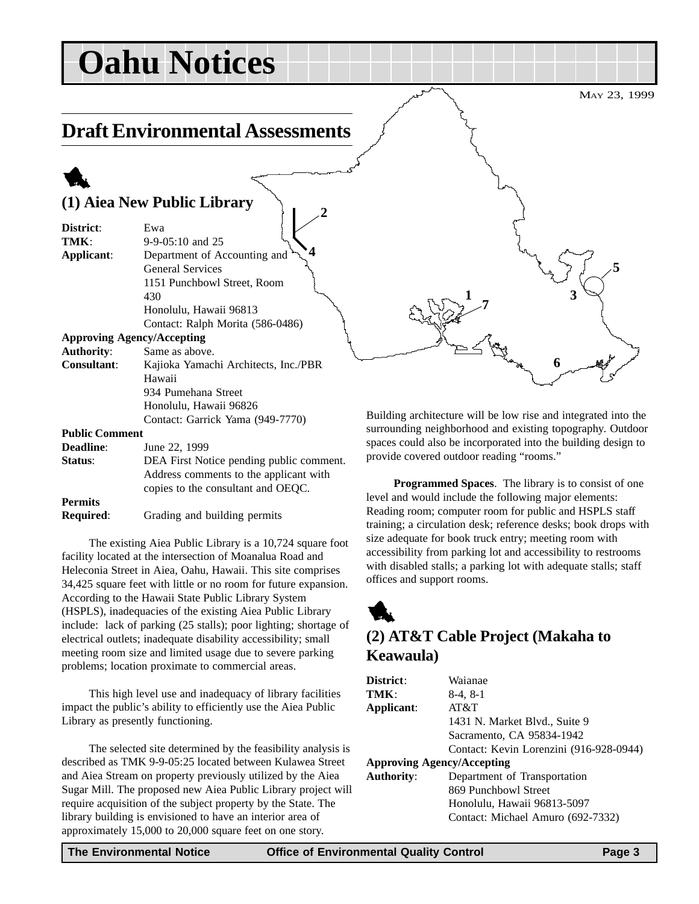# Oahu Notices

MAY 23, 1999

## Draft Environmental Assessments

### (1) Aiea New Public Library

**District**: Ewa
**TMK**: 9-9-05:10 and 25
**Applicant**: Department of Accounting and General Services
1151 Punchbowl Street, Room 430
Honolulu, Hawaii 96813
Contact: Ralph Morita (586-0486)

**Approving Agency/Accepting Authority**: Same as above.

**Consultant**: Kajioka Yamachi Architects, Inc./PBR Hawaii
934 Pumehana Street
Honolulu, Hawaii 96826
Contact: Garrick Yama (949-7770)

**Public Comment Deadline**: June 22, 1999

**Status**: DEA First Notice pending public comment. Address comments to the applicant with copies to the consultant and OEQC.

**Permits Required**: Grading and building permits

The existing Aiea Public Library is a 10,724 square foot facility located at the intersection of Moanalua Road and Heleconia Street in Aiea, Oahu, Hawaii. This site comprises 34,425 square feet with little or no room for future expansion. According to the Hawaii State Public Library System (HSPLS), inadequacies of the existing Aiea Public Library include: lack of parking (25 stalls); poor lighting; shortage of electrical outlets; inadequate disability accessibility; small meeting room size and limited usage due to severe parking problems; location proximate to commercial areas.

This high level use and inadequacy of library facilities impact the public's ability to efficiently use the Aiea Public Library as presently functioning.

The selected site determined by the feasibility analysis is described as TMK 9-9-05:25 located between Kulawea Street and Aiea Stream on property previously utilized by the Aiea Sugar Mill. The proposed new Aiea Public Library project will require acquisition of the subject property by the State. The library building is envisioned to have an interior area of approximately 15,000 to 20,000 square feet on one story. Building architecture will be low rise and integrated into the surrounding neighborhood and existing topography. Outdoor spaces could also be incorporated into the building design to provide covered outdoor reading "rooms."

**Programmed Spaces**. The library is to consist of one level and would include the following major elements: Reading room; computer room for public and HSPLS staff training; a circulation desk; reference desks; book drops with size adequate for book truck entry; meeting room with accessibility from parking lot and accessibility to restrooms with disabled stalls; a parking lot with adequate stalls; staff offices and support rooms.

### (2) AT&T Cable Project (Makaha to Keawaula)

**District**: Waianae
**TMK**: 8-4, 8-1
**Applicant**: AT&T
1431 N. Market Blvd., Suite 9
Sacramento, CA 95834-1942
Contact: Kevin Lorenzini (916-928-0944)

**Approving Agency/Accepting Authority**: Department of Transportation
869 Punchbowl Street
Honolulu, Hawaii 96813-5097
Contact: Michael Amuro (692-7332)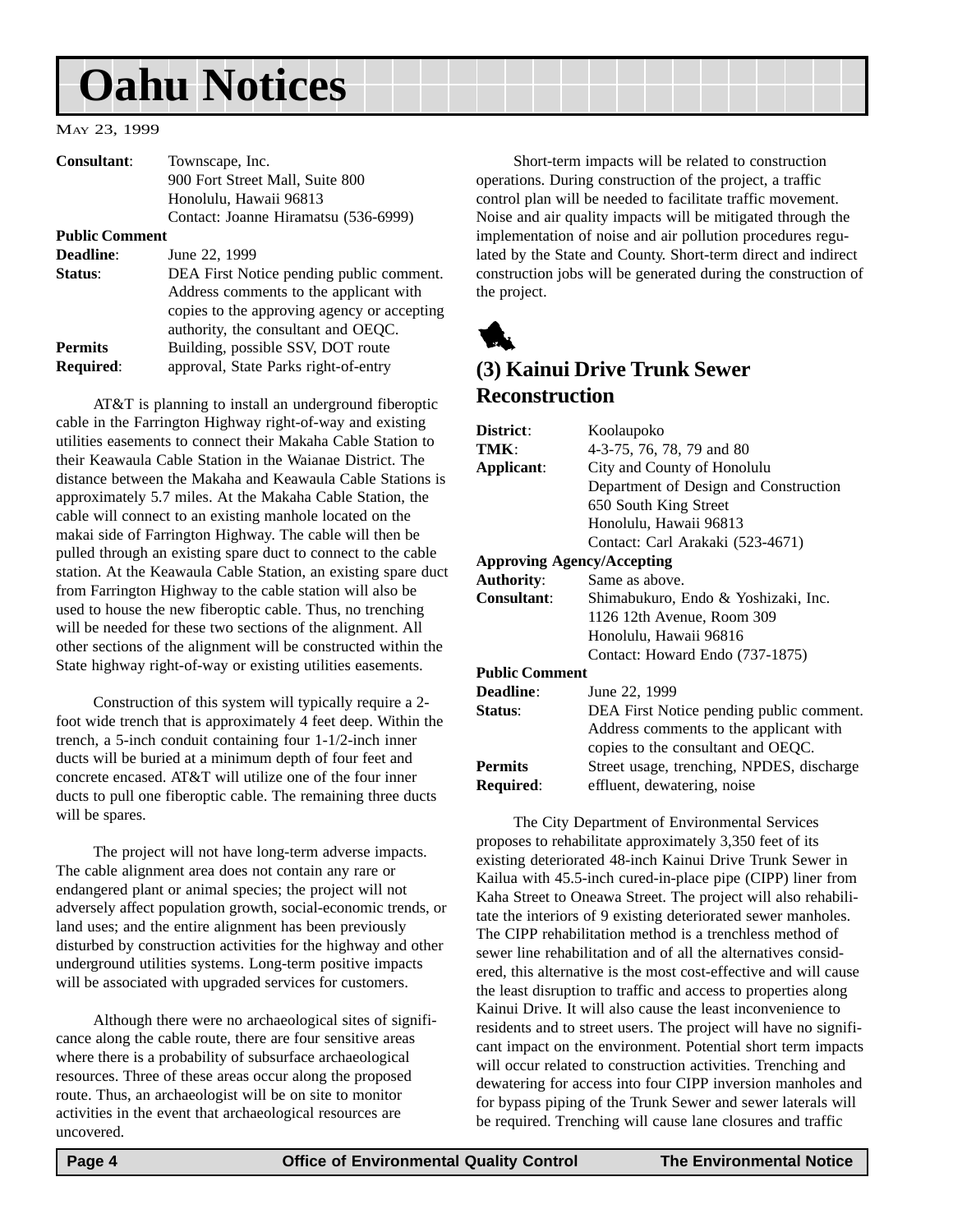| | |
|---|---|
| **Consultant**: | Townscape, Inc.<br>900 Fort Street Mall, Suite 800<br>Honolulu, Hawaii 96813<br>Contact: Joanne Hiramatsu (536-6999) |
| **Public Comment** | |
| **Deadline**: | June 22, 1999 |
| **Status**: | DEA First Notice pending public comment. Address comments to the applicant with copies to the approving agency or accepting authority, the consultant and OEQC. |
| **Permits Required**: | Building, possible SSV, DOT route approval, State Parks right-of-entry |

AT&T is planning to install an underground fiberoptic cable in the Farrington Highway right-of-way and existing utilities easements to connect their Makaha Cable Station to their Keawaula Cable Station in the Waianae District. The distance between the Makaha and Keawaula Cable Stations is approximately 5.7 miles. At the Makaha Cable Station, the cable will connect to an existing manhole located on the makai side of Farrington Highway. The cable will then be pulled through an existing spare duct to connect to the cable station. At the Keawaula Cable Station, an existing spare duct from Farrington Highway to the cable station will also be used to house the new fiberoptic cable. Thus, no trenching will be needed for these two sections of the alignment. All other sections of the alignment will be constructed within the State highway right-of-way or existing utilities easements.

Construction of this system will typically require a 2-foot wide trench that is approximately 4 feet deep. Within the trench, a 5-inch conduit containing four 1-1/2-inch inner ducts will be buried at a minimum depth of four feet and concrete encased. AT&T will utilize one of the four inner ducts to pull one fiberoptic cable. The remaining three ducts will be spares.

The project will not have long-term adverse impacts. The cable alignment area does not contain any rare or endangered plant or animal species; the project will not adversely affect population growth, social-economic trends, or land uses; and the entire alignment has been previously disturbed by construction activities for the highway and other underground utilities systems. Long-term positive impacts will be associated with upgraded services for customers.

Although there were no archaeological sites of significance along the cable route, there are four sensitive areas where there is a probability of subsurface archaeological resources. Three of these areas occur along the proposed route. Thus, an archaeologist will be on site to monitor activities in the event that archaeological resources are uncovered.

Short-term impacts will be related to construction operations. During construction of the project, a traffic control plan will be needed to facilitate traffic movement. Noise and air quality impacts will be mitigated through the implementation of noise and air pollution procedures regulated by the State and County. Short-term direct and indirect construction jobs will be generated during the construction of the project.

## (3) Kainui Drive Trunk Sewer Reconstruction

| | |
|---|---|
| **District**: | Koolaupoko |
| **TMK**: | 4-3-75, 76, 78, 79 and 80 |
| **Applicant**: | City and County of Honolulu<br>Department of Design and Construction<br>650 South King Street<br>Honolulu, Hawaii 96813<br>Contact: Carl Arakaki (523-4671) |
| **Approving Agency/Accepting Authority**: | Same as above. |
| **Consultant**: | Shimabukuro, Endo & Yoshizaki, Inc.<br>1126 12th Avenue, Room 309<br>Honolulu, Hawaii 96816<br>Contact: Howard Endo (737-1875) |
| **Public Comment** | |
| **Deadline**: | June 22, 1999 |
| **Status**: | DEA First Notice pending public comment. Address comments to the applicant with copies to the consultant and OEQC. |
| **Permits Required**: | Street usage, trenching, NPDES, discharge effluent, dewatering, noise |

The City Department of Environmental Services proposes to rehabilitate approximately 3,350 feet of its existing deteriorated 48-inch Kainui Drive Trunk Sewer in Kailua with 45.5-inch cured-in-place pipe (CIPP) liner from Kaha Street to Oneawa Street. The project will also rehabilitate the interiors of 9 existing deteriorated sewer manholes. The CIPP rehabilitation method is a trenchless method of sewer line rehabilitation and of all the alternatives considered, this alternative is the most cost-effective and will cause the least disruption to traffic and access to properties along Kainui Drive. It will also cause the least inconvenience to residents and to street users. The project will have no significant impact on the environment. Potential short term impacts will occur related to construction activities. Trenching and dewatering for access into four CIPP inversion manholes and for bypass piping of the Trunk Sewer and sewer laterals will be required. Trenching will cause lane closures and traffic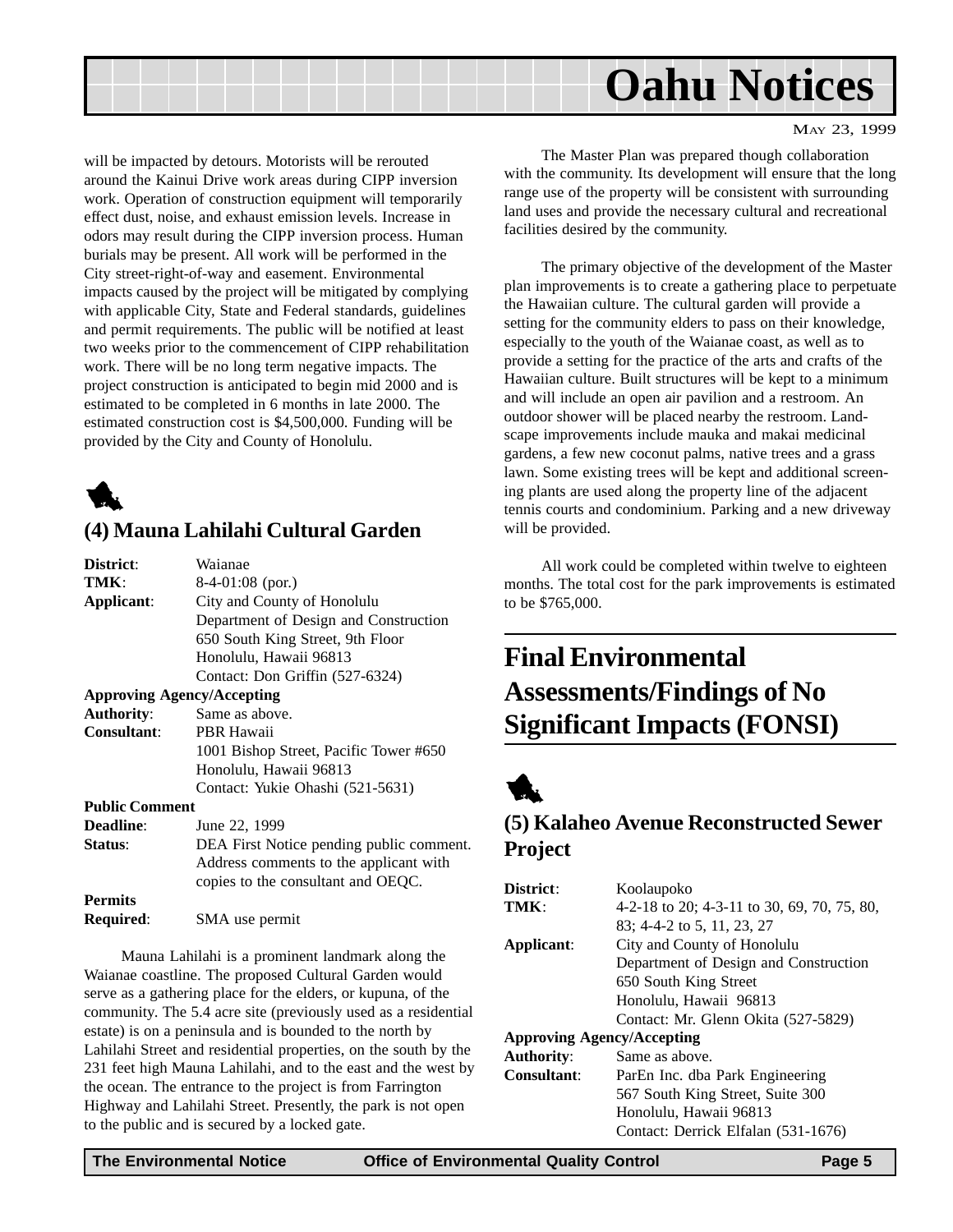will be impacted by detours. Motorists will be rerouted around the Kainui Drive work areas during CIPP inversion work. Operation of construction equipment will temporarily effect dust, noise, and exhaust emission levels. Increase in odors may result during the CIPP inversion process. Human burials may be present. All work will be performed in the City street-right-of-way and easement. Environmental impacts caused by the project will be mitigated by complying with applicable City, State and Federal standards, guidelines and permit requirements. The public will be notified at least two weeks prior to the commencement of CIPP rehabilitation work. There will be no long term negative impacts. The project construction is anticipated to begin mid 2000 and is estimated to be completed in 6 months in late 2000. The estimated construction cost is $4,500,000. Funding will be provided by the City and County of Honolulu.

### (4) Mauna Lahilahi Cultural Garden

**District**: Waianae
**TMK**: 8-4-01:08 (por.)
**Applicant**: City and County of Honolulu
Department of Design and Construction
650 South King Street, 9th Floor
Honolulu, Hawaii 96813
Contact: Don Griffin (527-6324)

**Approving Agency/Accepting**
**Authority**: Same as above.
**Consultant**: PBR Hawaii
1001 Bishop Street, Pacific Tower #650
Honolulu, Hawaii 96813
Contact: Yukie Ohashi (521-5631)

**Public Comment**
**Deadline**: June 22, 1999
**Status**: DEA First Notice pending public comment. Address comments to the applicant with copies to the consultant and OEQC.

**Permits**
**Required**: SMA use permit

Mauna Lahilahi is a prominent landmark along the Waianae coastline. The proposed Cultural Garden would serve as a gathering place for the elders, or kupuna, of the community. The 5.4 acre site (previously used as a residential estate) is on a peninsula and is bounded to the north by Lahilahi Street and residential properties, on the south by the 231 feet high Mauna Lahilahi, and to the east and the west by the ocean. The entrance to the project is from Farrington Highway and Lahilahi Street. Presently, the park is not open to the public and is secured by a locked gate.

The Master Plan was prepared though collaboration with the community. Its development will ensure that the long range use of the property will be consistent with surrounding land uses and provide the necessary cultural and recreational facilities desired by the community.

The primary objective of the development of the Master plan improvements is to create a gathering place to perpetuate the Hawaiian culture. The cultural garden will provide a setting for the community elders to pass on their knowledge, especially to the youth of the Waianae coast, as well as to provide a setting for the practice of the arts and crafts of the Hawaiian culture. Built structures will be kept to a minimum and will include an open air pavilion and a restroom. An outdoor shower will be placed nearby the restroom. Landscape improvements include mauka and makai medicinal gardens, a few new coconut palms, native trees and a grass lawn. Some existing trees will be kept and additional screening plants are used along the property line of the adjacent tennis courts and condominium. Parking and a new driveway will be provided.

All work could be completed within twelve to eighteen months. The total cost for the park improvements is estimated to be $765,000.

## Final Environmental Assessments/Findings of No Significant Impacts (FONSI)

### (5) Kalaheo Avenue Reconstructed Sewer Project

**District**: Koolaupoko
**TMK**: 4-2-18 to 20; 4-3-11 to 30, 69, 70, 75, 80, 83; 4-4-2 to 5, 11, 23, 27
**Applicant**: City and County of Honolulu
Department of Design and Construction
650 South King Street
Honolulu, Hawaii 96813
Contact: Mr. Glenn Okita (527-5829)

**Approving Agency/Accepting**
**Authority**: Same as above.
**Consultant**: ParEn Inc. dba Park Engineering
567 South King Street, Suite 300
Honolulu, Hawaii 96813
Contact: Derrick Elfalan (531-1676)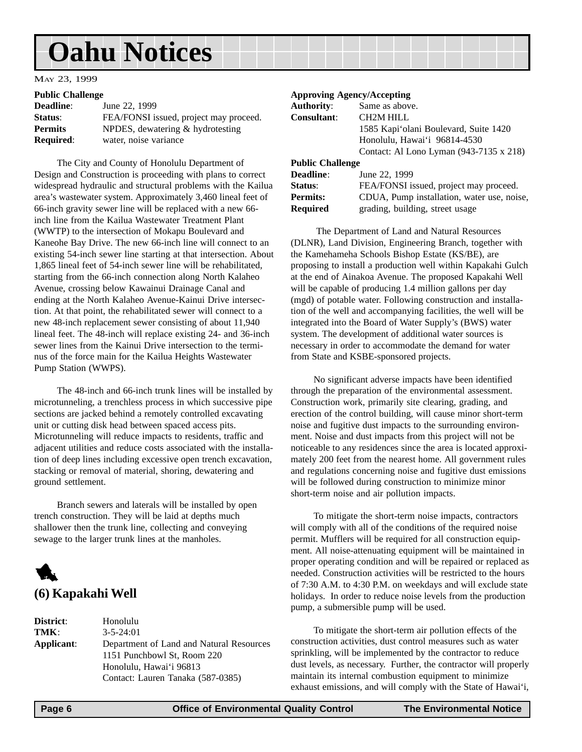# Oahu Notices

MAY 23, 1999

**Public Challenge**

| | |
|---|---|
| **Deadline**: | June 22, 1999 |
| **Status**: | FEA/FONSI issued, project may proceed. |
| **Permits Required**: | NPDES, dewatering & hydrotesting water, noise variance |

The City and County of Honolulu Department of Design and Construction is proceeding with plans to correct widespread hydraulic and structural problems with the Kailua area's wastewater system. Approximately 3,460 lineal feet of 66-inch gravity sewer line will be replaced with a new 66-inch line from the Kailua Wastewater Treatment Plant (WWTP) to the intersection of Mokapu Boulevard and Kaneohe Bay Drive. The new 66-inch line will connect to an existing 54-inch sewer line starting at that intersection. About 1,865 lineal feet of 54-inch sewer line will be rehabilitated, starting from the 66-inch connection along North Kalaheo Avenue, crossing below Kawainui Drainage Canal and ending at the North Kalaheo Avenue-Kainui Drive intersection. At that point, the rehabilitated sewer will connect to a new 48-inch replacement sewer consisting of about 11,940 lineal feet. The 48-inch will replace existing 24- and 36-inch sewer lines from the Kainui Drive intersection to the terminus of the force main for the Kailua Heights Wastewater Pump Station (WWPS).

The 48-inch and 66-inch trunk lines will be installed by microtunneling, a trenchless process in which successive pipe sections are jacked behind a remotely controlled excavating unit or cutting disk head between spaced access pits. Microtunneling will reduce impacts to residents, traffic and adjacent utilities and reduce costs associated with the installation of deep lines including excessive open trench excavation, stacking or removal of material, shoring, dewatering and ground settlement.

Branch sewers and laterals will be installed by open trench construction. They will be laid at depths much shallower then the trunk line, collecting and conveying sewage to the larger trunk lines at the manholes.

## (6) Kapakahi Well

| | |
|---|---|
| **District**: | Honolulu |
| **TMK**: | 3-5-24:01 |
| **Applicant**: | Department of Land and Natural Resources<br>1151 Punchbowl St, Room 220<br>Honolulu, Hawai'i 96813<br>Contact: Lauren Tanaka (587-0385) |
| **Approving Agency/Accepting Authority**: | Same as above. |
| **Consultant**: | CH2M HILL<br>1585 Kapi'olani Boulevard, Suite 1420<br>Honolulu, Hawai'i 96814-4530<br>Contact: Al Lono Lyman (943-7135 x 218) |

**Public Challenge**

| | |
|---|---|
| **Deadline**: | June 22, 1999 |
| **Status**: | FEA/FONSI issued, project may proceed. |
| **Permits: Required** | CDUA, Pump installation, water use, noise, grading, building, street usage |

The Department of Land and Natural Resources (DLNR), Land Division, Engineering Branch, together with the Kamehameha Schools Bishop Estate (KS/BE), are proposing to install a production well within Kapakahi Gulch at the end of Ainakoa Avenue. The proposed Kapakahi Well will be capable of producing 1.4 million gallons per day (mgd) of potable water. Following construction and installation of the well and accompanying facilities, the well will be integrated into the Board of Water Supply's (BWS) water system. The development of additional water sources is necessary in order to accommodate the demand for water from State and KSBE-sponsored projects.

No significant adverse impacts have been identified through the preparation of the environmental assessment. Construction work, primarily site clearing, grading, and erection of the control building, will cause minor short-term noise and fugitive dust impacts to the surrounding environment. Noise and dust impacts from this project will not be noticeable to any residences since the area is located approximately 200 feet from the nearest home. All government rules and regulations concerning noise and fugitive dust emissions will be followed during construction to minimize minor short-term noise and air pollution impacts.

To mitigate the short-term noise impacts, contractors will comply with all of the conditions of the required noise permit. Mufflers will be required for all construction equipment. All noise-attenuating equipment will be maintained in proper operating condition and will be repaired or replaced as needed. Construction activities will be restricted to the hours of 7:30 A.M. to 4:30 P.M. on weekdays and will exclude state holidays. In order to reduce noise levels from the production pump, a submersible pump will be used.

To mitigate the short-term air pollution effects of the construction activities, dust control measures such as water sprinkling, will be implemented by the contractor to reduce dust levels, as necessary. Further, the contractor will properly maintain its internal combustion equipment to minimize exhaust emissions, and will comply with the State of Hawai'i,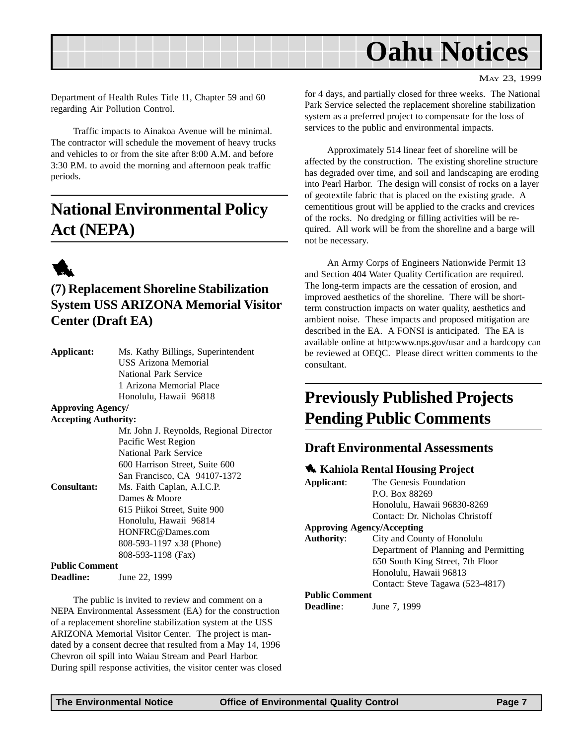Department of Health Rules Title 11, Chapter 59 and 60 regarding Air Pollution Control.

Traffic impacts to Ainakoa Avenue will be minimal. The contractor will schedule the movement of heavy trucks and vehicles to or from the site after 8:00 A.M. and before 3:30 P.M. to avoid the morning and afternoon peak traffic periods.

## National Environmental Policy Act (NEPA)

### (7) Replacement Shoreline Stabilization System USS ARIZONA Memorial Visitor Center (Draft EA)

**Applicant:** Ms. Kathy Billings, Superintendent
USS Arizona Memorial
National Park Service
1 Arizona Memorial Place
Honolulu, Hawaii 96818

**Approving Agency/ Accepting Authority:**
Mr. John J. Reynolds, Regional Director
Pacific West Region
National Park Service
600 Harrison Street, Suite 600
San Francisco, CA 94107-1372

**Consultant:** Ms. Faith Caplan, A.I.C.P.
Dames & Moore
615 Piikoi Street, Suite 900
Honolulu, Hawaii 96814
HONFRC@Dames.com
808-593-1197 x38 (Phone)
808-593-1198 (Fax)

**Public Comment Deadline:** June 22, 1999

The public is invited to review and comment on a NEPA Environmental Assessment (EA) for the construction of a replacement shoreline stabilization system at the USS ARIZONA Memorial Visitor Center. The project is mandated by a consent decree that resulted from a May 14, 1996 Chevron oil spill into Waiau Stream and Pearl Harbor. During spill response activities, the visitor center was closed for 4 days, and partially closed for three weeks. The National Park Service selected the replacement shoreline stabilization system as a preferred project to compensate for the loss of services to the public and environmental impacts.

Approximately 514 linear feet of shoreline will be affected by the construction. The existing shoreline structure has degraded over time, and soil and landscaping are eroding into Pearl Harbor. The design will consist of rocks on a layer of geotextile fabric that is placed on the existing grade. A cementitious grout will be applied to the cracks and crevices of the rocks. No dredging or filling activities will be required. All work will be from the shoreline and a barge will not be necessary.

An Army Corps of Engineers Nationwide Permit 13 and Section 404 Water Quality Certification are required. The long-term impacts are the cessation of erosion, and improved aesthetics of the shoreline. There will be short-term construction impacts on water quality, aesthetics and ambient noise. These impacts and proposed mitigation are described in the EA. A FONSI is anticipated. The EA is available online at http:www.nps.gov/usar and a hardcopy can be reviewed at OEQC. Please direct written comments to the consultant.

## Previously Published Projects Pending Public Comments

### Draft Environmental Assessments

#### Kahiola Rental Housing Project

**Applicant**: The Genesis Foundation
P.O. Box 88269
Honolulu, Hawaii 96830-8269
Contact: Dr. Nicholas Christoff

**Approving Agency/Accepting Authority**: City and County of Honolulu
Department of Planning and Permitting
650 South King Street, 7th Floor
Honolulu, Hawaii 96813
Contact: Steve Tagawa (523-4817)

**Public Comment Deadline**: June 7, 1999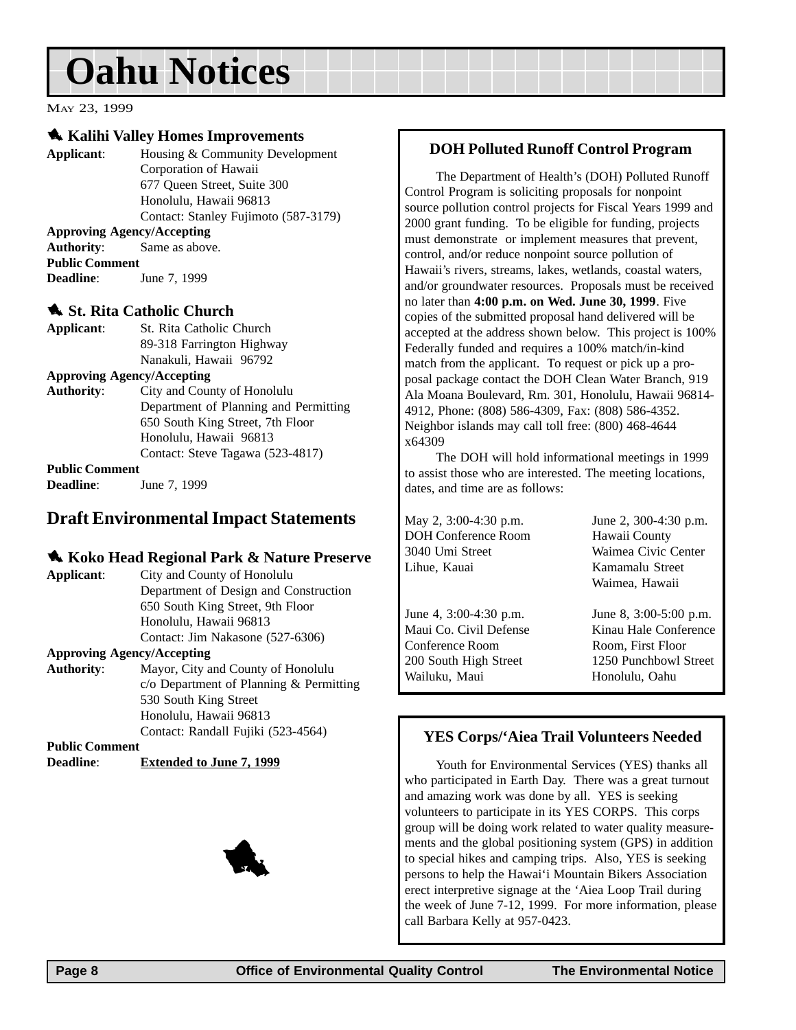# Oahu Notices

May 23, 1999

### Kalihi Valley Homes Improvements

**Applicant**: Housing & Community Development Corporation of Hawaii
677 Queen Street, Suite 300
Honolulu, Hawaii 96813
Contact: Stanley Fujimoto (587-3179)

**Approving Agency/Accepting Authority**: Same as above.

**Public Comment Deadline**: June 7, 1999

### St. Rita Catholic Church

**Applicant**: St. Rita Catholic Church
89-318 Farrington Highway
Nanakuli, Hawaii 96792

**Approving Agency/Accepting Authority**: City and County of Honolulu
Department of Planning and Permitting
650 South King Street, 7th Floor
Honolulu, Hawaii 96813
Contact: Steve Tagawa (523-4817)

**Public Comment Deadline**: June 7, 1999

## Draft Environmental Impact Statements

### Koko Head Regional Park & Nature Preserve

**Applicant**: City and County of Honolulu
Department of Design and Construction
650 South King Street, 9th Floor
Honolulu, Hawaii 96813
Contact: Jim Nakasone (527-6306)

**Approving Agency/Accepting Authority**: Mayor, City and County of Honolulu
c/o Department of Planning & Permitting
530 South King Street
Honolulu, Hawaii 96813
Contact: Randall Fujiki (523-4564)

**Public Comment Deadline**: **Extended to June 7, 1999**

### DOH Polluted Runoff Control Program

The Department of Health's (DOH) Polluted Runoff Control Program is soliciting proposals for nonpoint source pollution control projects for Fiscal Years 1999 and 2000 grant funding. To be eligible for funding, projects must demonstrate or implement measures that prevent, control, and/or reduce nonpoint source pollution of Hawaii's rivers, streams, lakes, wetlands, coastal waters, and/or groundwater resources. Proposals must be received no later than **4:00 p.m. on Wed. June 30, 1999**. Five copies of the submitted proposal hand delivered will be accepted at the address shown below. This project is 100% Federally funded and requires a 100% match/in-kind match from the applicant. To request or pick up a proposal package contact the DOH Clean Water Branch, 919 Ala Moana Boulevard, Rm. 301, Honolulu, Hawaii 96814-4912, Phone: (808) 586-4309, Fax: (808) 586-4352. Neighbor islands may call toll free: (800) 468-4644 x64309

The DOH will hold informational meetings in 1999 to assist those who are interested. The meeting locations, dates, and time are as follows:

May 2, 3:00-4:30 p.m.
DOH Conference Room
3040 Umi Street
Lihue, Kauai

June 2, 300-4:30 p.m.
Hawaii County
Waimea Civic Center
Kamamalu Street
Waimea, Hawaii

June 4, 3:00-4:30 p.m.
Maui Co. Civil Defense
Conference Room
200 South High Street
Wailuku, Maui

June 8, 3:00-5:00 p.m.
Kinau Hale Conference
Room, First Floor
1250 Punchbowl Street
Honolulu, Oahu

### YES Corps/'Aiea Trail Volunteers Needed

Youth for Environmental Services (YES) thanks all who participated in Earth Day. There was a great turnout and amazing work was done by all. YES is seeking volunteers to participate in its YES CORPS. This corps group will be doing work related to water quality measurements and the global positioning system (GPS) in addition to special hikes and camping trips. Also, YES is seeking persons to help the Hawai'i Mountain Bikers Association erect interpretive signage at the 'Aiea Loop Trail during the week of June 7-12, 1999. For more information, please call Barbara Kelly at 957-0423.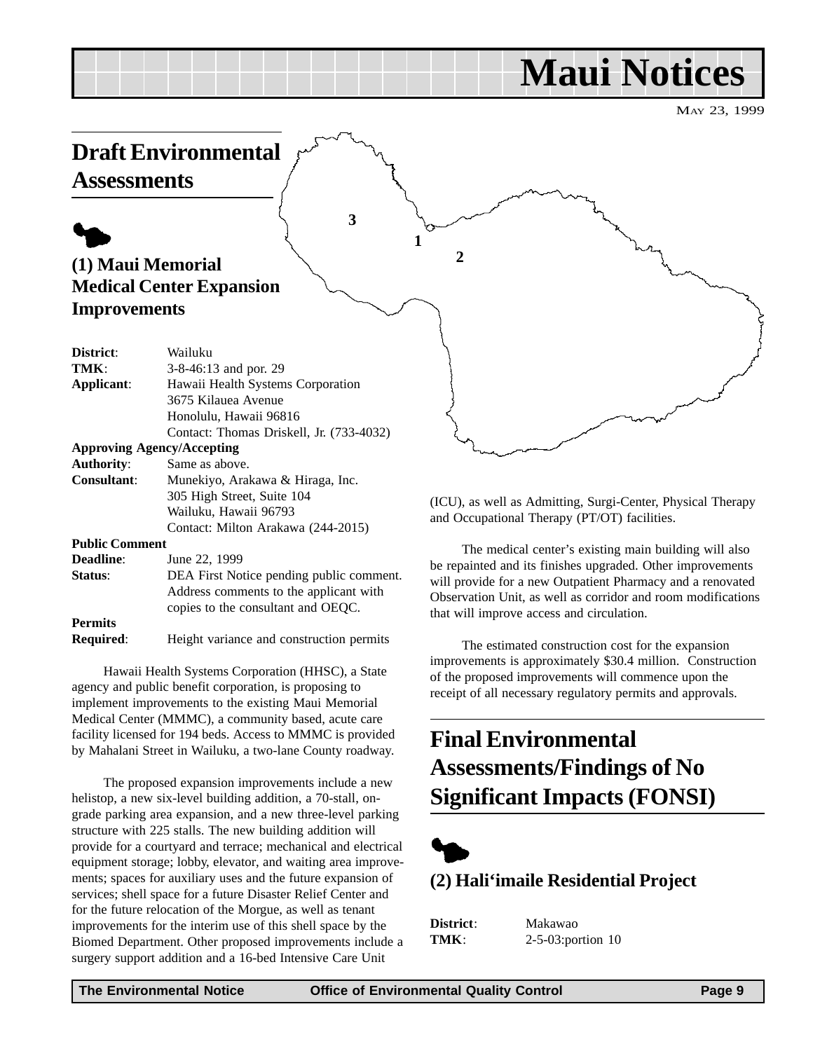# Maui Notices

MAY 23, 1999

## Draft Environmental Assessments

### (1) Maui Memorial Medical Center Expansion Improvements

**District**: Wailuku
**TMK**: 3-8-46:13 and por. 29
**Applicant**: Hawaii Health Systems Corporation
3675 Kilauea Avenue
Honolulu, Hawaii 96816
Contact: Thomas Driskell, Jr. (733-4032)

**Approving Agency/Accepting**
**Authority**: Same as above.
**Consultant**: Munekiyo, Arakawa & Hiraga, Inc.
305 High Street, Suite 104
Wailuku, Hawaii 96793
Contact: Milton Arakawa (244-2015)

**Public Comment**
**Deadline**: June 22, 1999
**Status**: DEA First Notice pending public comment. Address comments to the applicant with copies to the consultant and OEQC.

**Permits**
**Required**: Height variance and construction permits

Hawaii Health Systems Corporation (HHSC), a State agency and public benefit corporation, is proposing to implement improvements to the existing Maui Memorial Medical Center (MMMC), a community based, acute care facility licensed for 194 beds. Access to MMMC is provided by Mahalani Street in Wailuku, a two-lane County roadway.

The proposed expansion improvements include a new helistop, a new six-level building addition, a 70-stall, on-grade parking area expansion, and a new three-level parking structure with 225 stalls. The new building addition will provide for a courtyard and terrace; mechanical and electrical equipment storage; lobby, elevator, and waiting area improvements; spaces for auxiliary uses and the future expansion of services; shell space for a future Disaster Relief Center and for the future relocation of the Morgue, as well as tenant improvements for the interim use of this shell space by the Biomed Department. Other proposed improvements include a surgery support addition and a 16-bed Intensive Care Unit (ICU), as well as Admitting, Surgi-Center, Physical Therapy and Occupational Therapy (PT/OT) facilities.

The medical center's existing main building will also be repainted and its finishes upgraded. Other improvements will provide for a new Outpatient Pharmacy and a renovated Observation Unit, as well as corridor and room modifications that will improve access and circulation.

The estimated construction cost for the expansion improvements is approximately $30.4 million. Construction of the proposed improvements will commence upon the receipt of all necessary regulatory permits and approvals.

## Final Environmental Assessments/Findings of No Significant Impacts (FONSI)

### (2) Hali'imaile Residential Project

**District**: Makawao
**TMK**: 2-5-03:portion 10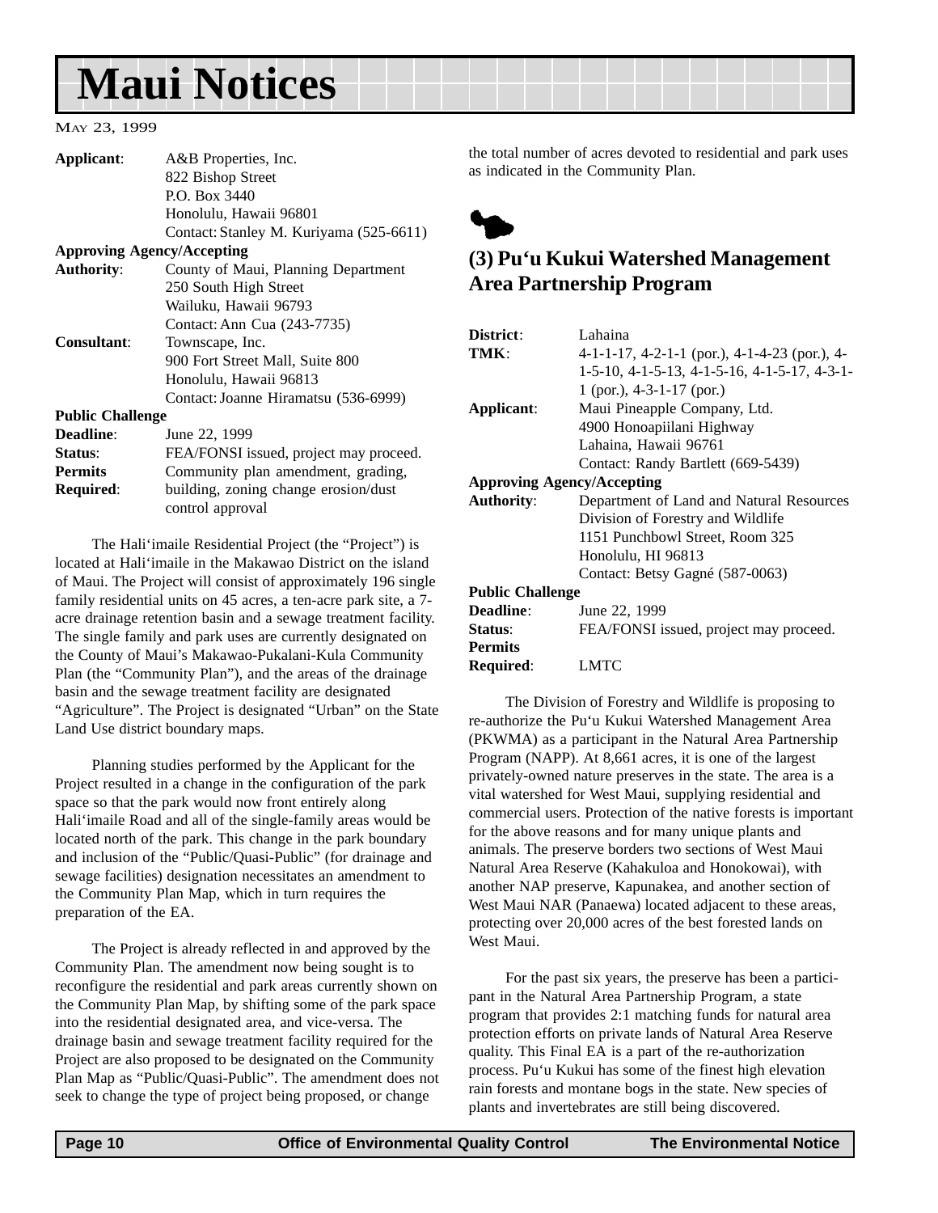# Maui Notices

May 23, 1999

| | |
|---|---|
| **Applicant**: | A&B Properties, Inc.<br>822 Bishop Street<br>P.O. Box 3440<br>Honolulu, Hawaii 96801<br>Contact: Stanley M. Kuriyama (525-6611) |
| **Approving Agency/Accepting Authority**: | County of Maui, Planning Department<br>250 South High Street<br>Wailuku, Hawaii 96793<br>Contact: Ann Cua (243-7735) |
| **Consultant**: | Townscape, Inc.<br>900 Fort Street Mall, Suite 800<br>Honolulu, Hawaii 96813<br>Contact: Joanne Hiramatsu (536-6999) |
| **Public Challenge Deadline**: | June 22, 1999 |
| **Status**: | FEA/FONSI issued, project may proceed. |
| **Permits Required**: | Community plan amendment, grading, building, zoning change erosion/dust control approval |

The Hali'imaile Residential Project (the "Project") is located at Hali'imaile in the Makawao District on the island of Maui. The Project will consist of approximately 196 single family residential units on 45 acres, a ten-acre park site, a 7-acre drainage retention basin and a sewage treatment facility. The single family and park uses are currently designated on the County of Maui's Makawao-Pukalani-Kula Community Plan (the "Community Plan"), and the areas of the drainage basin and the sewage treatment facility are designated "Agriculture". The Project is designated "Urban" on the State Land Use district boundary maps.

Planning studies performed by the Applicant for the Project resulted in a change in the configuration of the park space so that the park would now front entirely along Hali'imaile Road and all of the single-family areas would be located north of the park. This change in the park boundary and inclusion of the "Public/Quasi-Public" (for drainage and sewage facilities) designation necessitates an amendment to the Community Plan Map, which in turn requires the preparation of the EA.

The Project is already reflected in and approved by the Community Plan. The amendment now being sought is to reconfigure the residential and park areas currently shown on the Community Plan Map, by shifting some of the park space into the residential designated area, and vice-versa. The drainage basin and sewage treatment facility required for the Project are also proposed to be designated on the Community Plan Map as "Public/Quasi-Public". The amendment does not seek to change the type of project being proposed, or change the total number of acres devoted to residential and park uses as indicated in the Community Plan.

## (3) Pu'u Kukui Watershed Management Area Partnership Program

| | |
|---|---|
| **District**: | Lahaina |
| **TMK**: | 4-1-1-17, 4-2-1-1 (por.), 4-1-4-23 (por.), 4-1-5-10, 4-1-5-13, 4-1-5-16, 4-1-5-17, 4-3-1-1 (por.), 4-3-1-17 (por.) |
| **Applicant**: | Maui Pineapple Company, Ltd.<br>4900 Honoapiilani Highway<br>Lahaina, Hawaii 96761<br>Contact: Randy Bartlett (669-5439) |
| **Approving Agency/Accepting Authority**: | Department of Land and Natural Resources<br>Division of Forestry and Wildlife<br>1151 Punchbowl Street, Room 325<br>Honolulu, HI 96813<br>Contact: Betsy Gagné (587-0063) |
| **Public Challenge Deadline**: | June 22, 1999 |
| **Status**: | FEA/FONSI issued, project may proceed. |
| **Permits Required**: | LMTC |

The Division of Forestry and Wildlife is proposing to re-authorize the Pu'u Kukui Watershed Management Area (PKWMA) as a participant in the Natural Area Partnership Program (NAPP). At 8,661 acres, it is one of the largest privately-owned nature preserves in the state. The area is a vital watershed for West Maui, supplying residential and commercial users. Protection of the native forests is important for the above reasons and for many unique plants and animals. The preserve borders two sections of West Maui Natural Area Reserve (Kahakuloa and Honokowai), with another NAP preserve, Kapunakea, and another section of West Maui NAR (Panaewa) located adjacent to these areas, protecting over 20,000 acres of the best forested lands on West Maui.

For the past six years, the preserve has been a participant in the Natural Area Partnership Program, a state program that provides 2:1 matching funds for natural area protection efforts on private lands of Natural Area Reserve quality. This Final EA is a part of the re-authorization process. Pu'u Kukui has some of the finest high elevation rain forests and montane bogs in the state. New species of plants and invertebrates are still being discovered.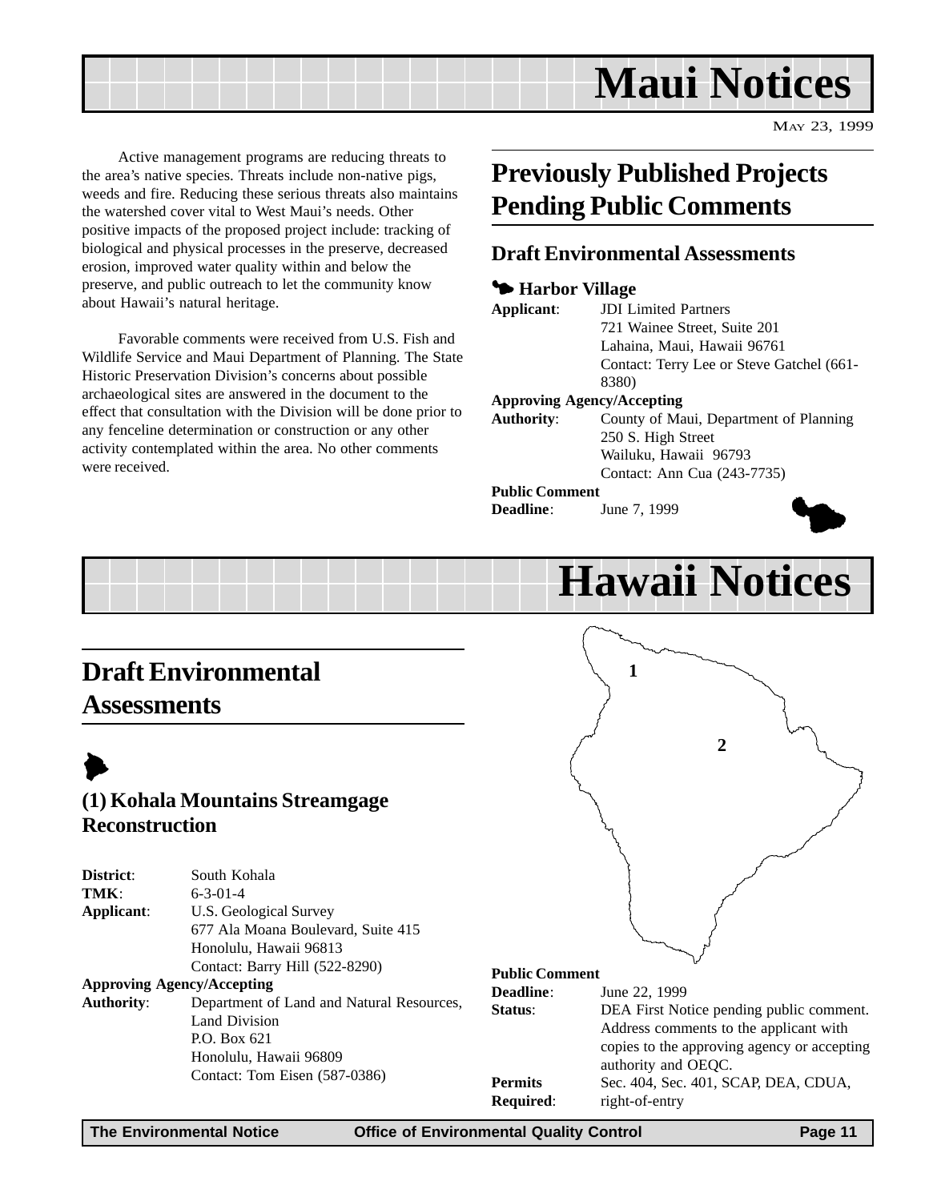# Maui Notices

May 23, 1999

Active management programs are reducing threats to the area's native species. Threats include non-native pigs, weeds and fire. Reducing these serious threats also maintains the watershed cover vital to West Maui's needs. Other positive impacts of the proposed project include: tracking of biological and physical processes in the preserve, decreased erosion, improved water quality within and below the preserve, and public outreach to let the community know about Hawaii's natural heritage.

Favorable comments were received from U.S. Fish and Wildlife Service and Maui Department of Planning. The State Historic Preservation Division's concerns about possible archaeological sites are answered in the document to the effect that consultation with the Division will be done prior to any fenceline determination or construction or any other activity contemplated within the area. No other comments were received.

## Previously Published Projects Pending Public Comments

### Draft Environmental Assessments

#### Harbor Village

**Applicant**: JDI Limited Partners
721 Wainee Street, Suite 201
Lahaina, Maui, Hawaii 96761
Contact: Terry Lee or Steve Gatchel (661-8380)

**Approving Agency/Accepting Authority**: County of Maui, Department of Planning
250 S. High Street
Wailuku, Hawaii 96793
Contact: Ann Cua (243-7735)

**Public Comment Deadline**: June 7, 1999

# Hawaii Notices

## Draft Environmental Assessments

### (1) Kohala Mountains Streamgage Reconstruction

**District**: South Kohala
**TMK**: 6-3-01-4
**Applicant**: U.S. Geological Survey
677 Ala Moana Boulevard, Suite 415
Honolulu, Hawaii 96813
Contact: Barry Hill (522-8290)

**Approving Agency/Accepting Authority**: Department of Land and Natural Resources, Land Division
P.O. Box 621
Honolulu, Hawaii 96809
Contact: Tom Eisen (587-0386)

**Public Comment Deadline**: June 22, 1999
**Status**: DEA First Notice pending public comment. Address comments to the applicant with copies to the approving agency or accepting authority and OEQC.
**Permits Required**: Sec. 404, Sec. 401, SCAP, DEA, CDUA, right-of-entry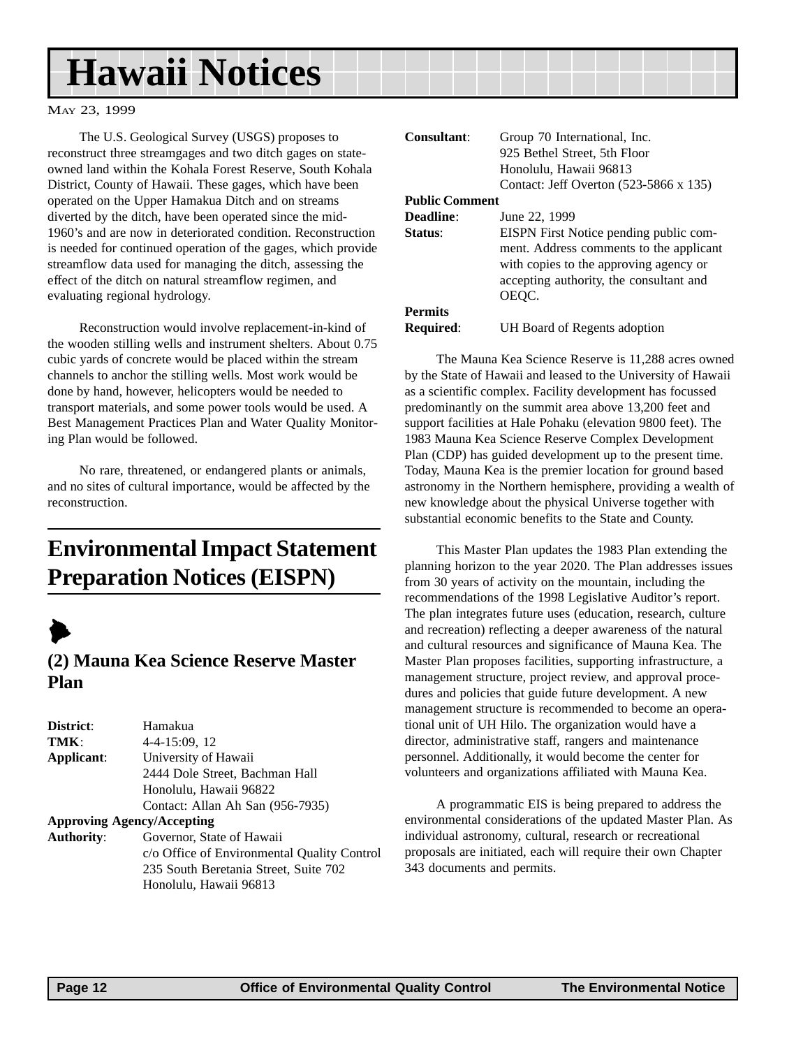# Hawaii Notices

May 23, 1999

The U.S. Geological Survey (USGS) proposes to reconstruct three streamgages and two ditch gages on state-owned land within the Kohala Forest Reserve, South Kohala District, County of Hawaii. These gages, which have been operated on the Upper Hamakua Ditch and on streams diverted by the ditch, have been operated since the mid-1960's and are now in deteriorated condition. Reconstruction is needed for continued operation of the gages, which provide streamflow data used for managing the ditch, assessing the effect of the ditch on natural streamflow regimen, and evaluating regional hydrology.

Reconstruction would involve replacement-in-kind of the wooden stilling wells and instrument shelters. About 0.75 cubic yards of concrete would be placed within the stream channels to anchor the stilling wells. Most work would be done by hand, however, helicopters would be needed to transport materials, and some power tools would be used. A Best Management Practices Plan and Water Quality Monitoring Plan would be followed.

No rare, threatened, or endangered plants or animals, and no sites of cultural importance, would be affected by the reconstruction.

## Environmental Impact Statement Preparation Notices (EISPN)

### (2) Mauna Kea Science Reserve Master Plan

**District**: Hamakua

**TMK**: 4-4-15:09, 12

**Applicant**: University of Hawaii
2444 Dole Street, Bachman Hall
Honolulu, Hawaii 96822
Contact: Allan Ah San (956-7935)

**Approving Agency/Accepting Authority**: Governor, State of Hawaii
c/o Office of Environmental Quality Control
235 South Beretania Street, Suite 702
Honolulu, Hawaii 96813

**Consultant**: Group 70 International, Inc.
925 Bethel Street, 5th Floor
Honolulu, Hawaii 96813
Contact: Jeff Overton (523-5866 x 135)

**Public Comment Deadline**: June 22, 1999

**Status**: EISPN First Notice pending public comment. Address comments to the applicant with copies to the approving agency or accepting authority, the consultant and OEQC.

**Permits Required**: UH Board of Regents adoption

The Mauna Kea Science Reserve is 11,288 acres owned by the State of Hawaii and leased to the University of Hawaii as a scientific complex. Facility development has focussed predominantly on the summit area above 13,200 feet and support facilities at Hale Pohaku (elevation 9800 feet). The 1983 Mauna Kea Science Reserve Complex Development Plan (CDP) has guided development up to the present time. Today, Mauna Kea is the premier location for ground based astronomy in the Northern hemisphere, providing a wealth of new knowledge about the physical Universe together with substantial economic benefits to the State and County.

This Master Plan updates the 1983 Plan extending the planning horizon to the year 2020. The Plan addresses issues from 30 years of activity on the mountain, including the recommendations of the 1998 Legislative Auditor's report. The plan integrates future uses (education, research, culture and recreation) reflecting a deeper awareness of the natural and cultural resources and significance of Mauna Kea. The Master Plan proposes facilities, supporting infrastructure, a management structure, project review, and approval procedures and policies that guide future development. A new management structure is recommended to become an operational unit of UH Hilo. The organization would have a director, administrative staff, rangers and maintenance personnel. Additionally, it would become the center for volunteers and organizations affiliated with Mauna Kea.

A programmatic EIS is being prepared to address the environmental considerations of the updated Master Plan. As individual astronomy, cultural, research or recreational proposals are initiated, each will require their own Chapter 343 documents and permits.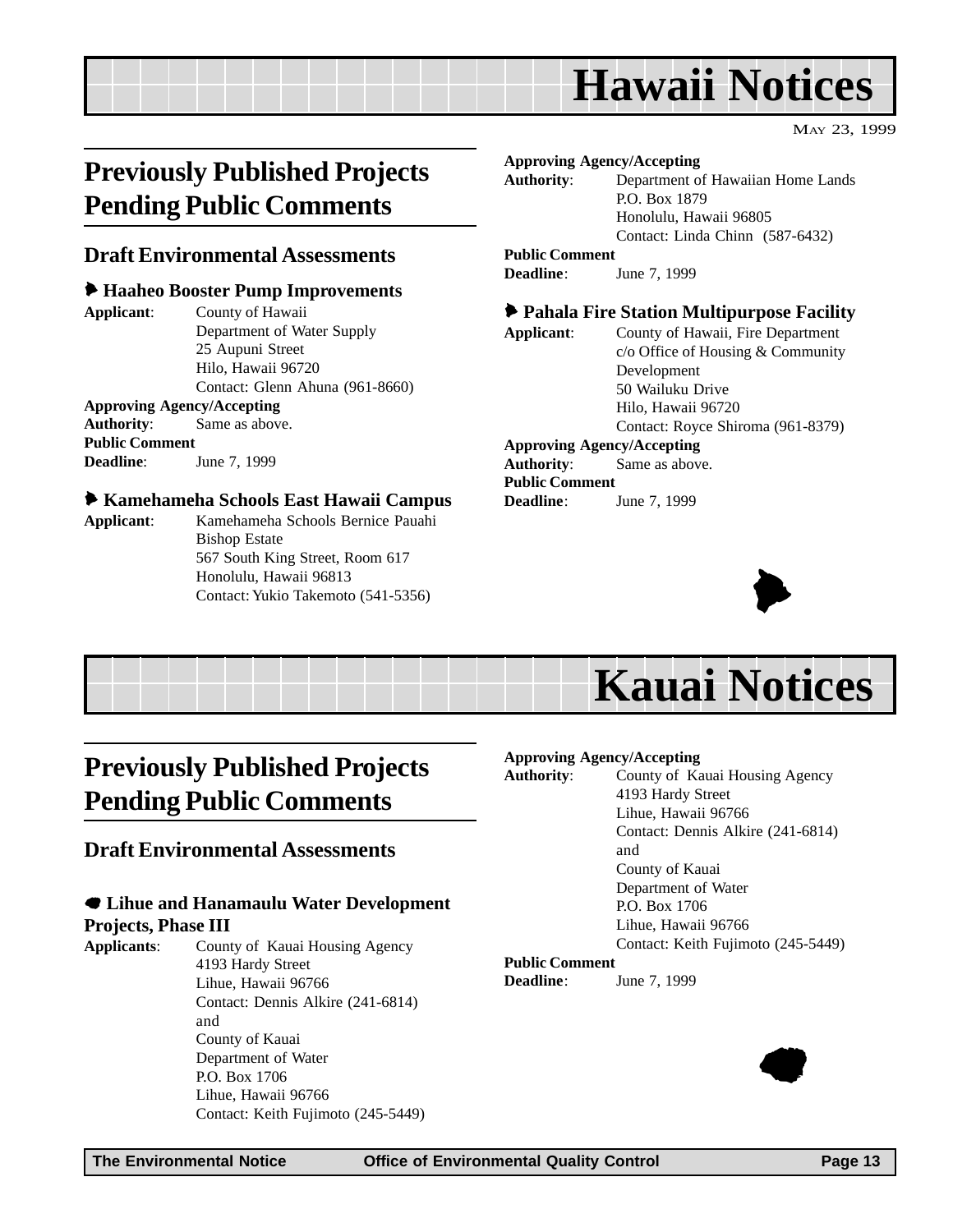# Hawaii Notices

MAY 23, 1999

## Previously Published Projects Pending Public Comments

### Draft Environmental Assessments

#### Haaheo Booster Pump Improvements

**Applicant**: County of Hawaii
Department of Water Supply
25 Aupuni Street
Hilo, Hawaii 96720
Contact: Glenn Ahuna (961-8660)

**Approving Agency/Accepting Authority**: Same as above.

**Public Comment Deadline**: June 7, 1999

#### Kamehameha Schools East Hawaii Campus

**Applicant**: Kamehameha Schools Bernice Pauahi Bishop Estate
567 South King Street, Room 617
Honolulu, Hawaii 96813
Contact: Yukio Takemoto (541-5356)

**Approving Agency/Accepting Authority**: Department of Hawaiian Home Lands
P.O. Box 1879
Honolulu, Hawaii 96805
Contact: Linda Chinn (587-6432)

**Public Comment Deadline**: June 7, 1999

#### Pahala Fire Station Multipurpose Facility

**Applicant**: County of Hawaii, Fire Department
c/o Office of Housing & Community Development
50 Wailuku Drive
Hilo, Hawaii 96720
Contact: Royce Shiroma (961-8379)

**Approving Agency/Accepting Authority**: Same as above.

**Public Comment Deadline**: June 7, 1999

# Kauai Notices

## Previously Published Projects Pending Public Comments

### Draft Environmental Assessments

#### Lihue and Hanamaulu Water Development Projects, Phase III

**Applicants**: County of Kauai Housing Agency
4193 Hardy Street
Lihue, Hawaii 96766
Contact: Dennis Alkire (241-6814)
and
County of Kauai
Department of Water
P.O. Box 1706
Lihue, Hawaii 96766
Contact: Keith Fujimoto (245-5449)

**Approving Agency/Accepting Authority**: County of Kauai Housing Agency
4193 Hardy Street
Lihue, Hawaii 96766
Contact: Dennis Alkire (241-6814)
and
County of Kauai
Department of Water
P.O. Box 1706
Lihue, Hawaii 96766
Contact: Keith Fujimoto (245-5449)

**Public Comment Deadline**: June 7, 1999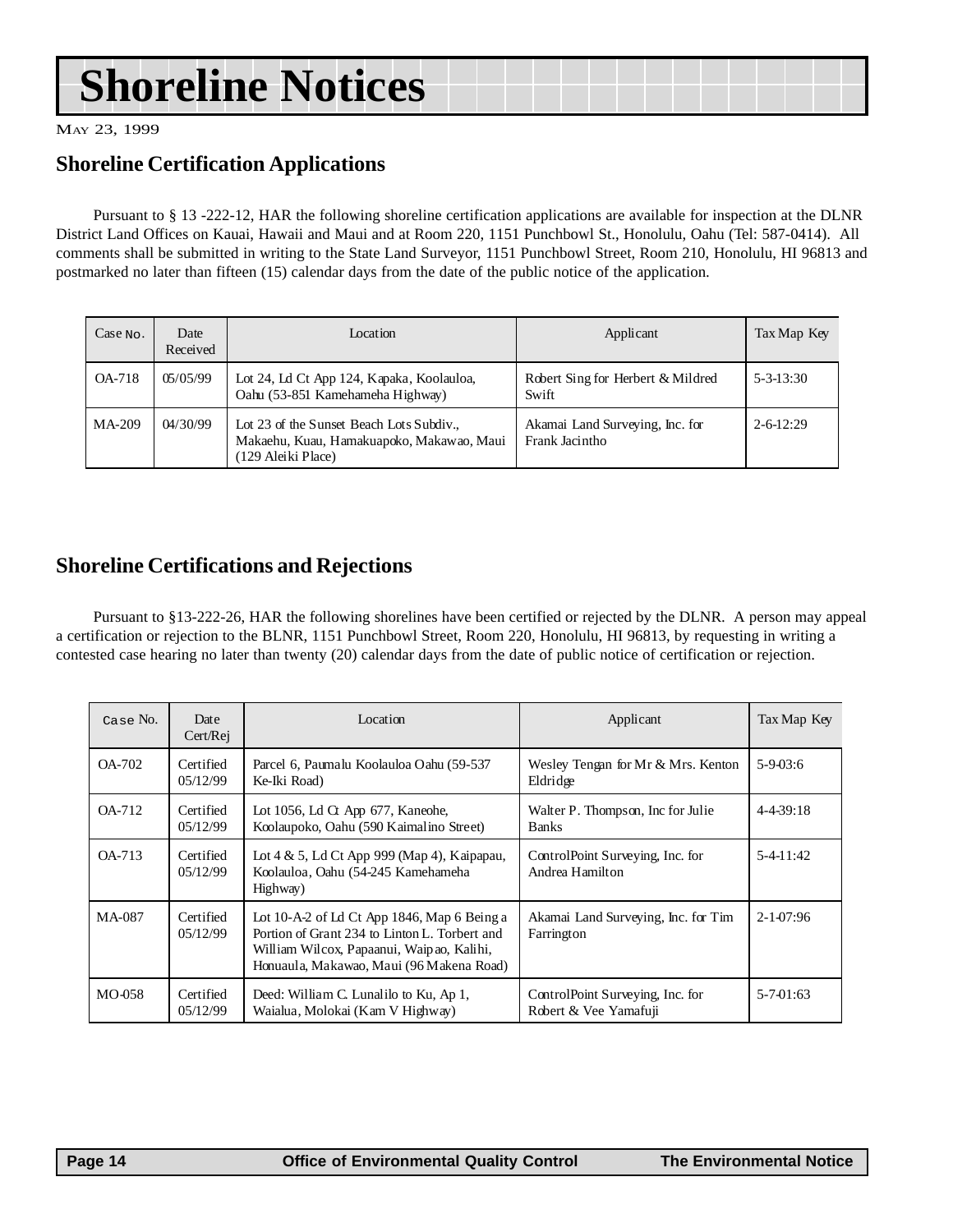# Shoreline Notices

May 23, 1999

## Shoreline Certification Applications

Pursuant to § 13 -222-12, HAR the following shoreline certification applications are available for inspection at the DLNR District Land Offices on Kauai, Hawaii and Maui and at Room 220, 1151 Punchbowl St., Honolulu, Oahu (Tel: 587-0414). All comments shall be submitted in writing to the State Land Surveyor, 1151 Punchbowl Street, Room 210, Honolulu, HI 96813 and postmarked no later than fifteen (15) calendar days from the date of the public notice of the application.

| Case No. | Date Received | Location | Applicant | Tax Map Key |
|---|---|---|---|---|
| OA-718 | 05/05/99 | Lot 24, Ld Ct App 124, Kapaka, Koolauloa, Oahu (53-851 Kamehameha Highway) | Robert Sing for Herbert & Mildred Swift | 5-3-13:30 |
| MA-209 | 04/30/99 | Lot 23 of the Sunset Beach Lots Subdiv., Makaehu, Kuau, Hamakuapoko, Makawao, Maui (129 Aleiki Place) | Akamai Land Surveying, Inc. for Frank Jacintho | 2-6-12:29 |

## Shoreline Certifications and Rejections

Pursuant to §13-222-26, HAR the following shorelines have been certified or rejected by the DLNR. A person may appeal a certification or rejection to the BLNR, 1151 Punchbowl Street, Room 220, Honolulu, HI 96813, by requesting in writing a contested case hearing no later than twenty (20) calendar days from the date of public notice of certification or rejection.

| Case No. | Date Cert/Rej | Location | Applicant | Tax Map Key |
|---|---|---|---|---|
| OA-702 | Certified 05/12/99 | Parcel 6, Paumalu Koolauloa Oahu (59-537 Ke-Iki Road) | Wesley Tengan for Mr & Mrs. Kenton Eldridge | 5-9-03:6 |
| OA-712 | Certified 05/12/99 | Lot 1056, Ld Ct App 677, Kaneohe, Koolaupoko, Oahu (590 Kaimalino Street) | Walter P. Thompson, Inc for Julie Banks | 4-4-39:18 |
| OA-713 | Certified 05/12/99 | Lot 4 & 5, Ld Ct App 999 (Map 4), Kaipapau, Koolauloa, Oahu (54-245 Kamehameha Highway) | ControlPoint Surveying, Inc. for Andrea Hamilton | 5-4-11:42 |
| MA-087 | Certified 05/12/99 | Lot 10-A-2 of Ld Ct App 1846, Map 6 Being a Portion of Grant 234 to Linton L. Torbert and William Wilcox, Papaanui, Waipao, Kalihi, Honuaula, Makawao, Maui (96 Makena Road) | Akamai Land Surveying, Inc. for Tim Farrington | 2-1-07:96 |
| MO-058 | Certified 05/12/99 | Deed: William C. Lunalilo to Ku, Ap 1, Waialua, Molokai (Kam V Highway) | ControlPoint Surveying, Inc. for Robert & Vee Yamafuji | 5-7-01:63 |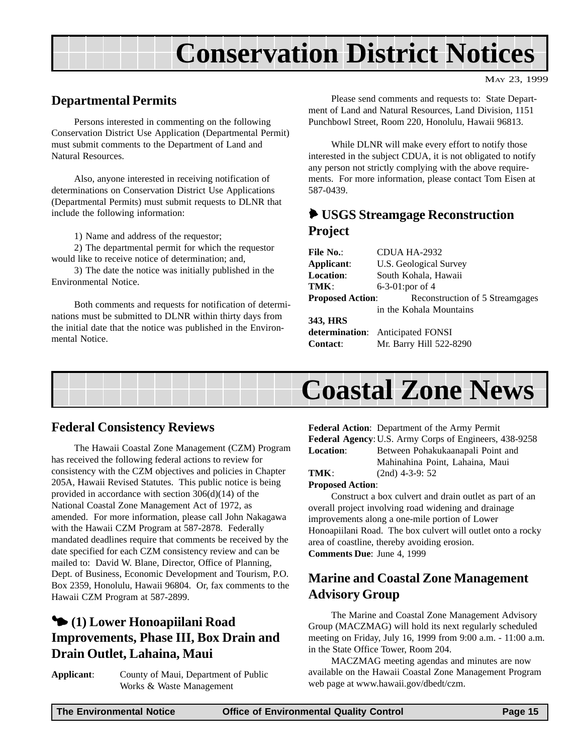# Conservation District Notices

## Departmental Permits

Persons interested in commenting on the following Conservation District Use Application (Departmental Permit) must submit comments to the Department of Land and Natural Resources.

Also, anyone interested in receiving notification of determinations on Conservation District Use Applications (Departmental Permits) must submit requests to DLNR that include the following information:

1) Name and address of the requestor;
2) The departmental permit for which the requestor would like to receive notice of determination; and,
3) The date the notice was initially published in the Environmental Notice.

Both comments and requests for notification of determinations must be submitted to DLNR within thirty days from the initial date that the notice was published in the Environmental Notice.

Please send comments and requests to: State Department of Land and Natural Resources, Land Division, 1151 Punchbowl Street, Room 220, Honolulu, Hawaii 96813.

While DLNR will make every effort to notify those interested in the subject CDUA, it is not obligated to notify any person not strictly complying with the above requirements. For more information, please contact Tom Eisen at 587-0439.

## USGS Streamgage Reconstruction Project

**File No.**: CDUA HA-2932
**Applicant**: U.S. Geological Survey
**Location**: South Kohala, Hawaii
**TMK**: 6-3-01:por of 4
**Proposed Action**: Reconstruction of 5 Streamgages in the Kohala Mountains
**343, HRS determination**: Anticipated FONSI
**Contact**: Mr. Barry Hill 522-8290

# Coastal Zone News

## Federal Consistency Reviews

The Hawaii Coastal Zone Management (CZM) Program has received the following federal actions to review for consistency with the CZM objectives and policies in Chapter 205A, Hawaii Revised Statutes. This public notice is being provided in accordance with section 306(d)(14) of the National Coastal Zone Management Act of 1972, as amended. For more information, please call John Nakagawa with the Hawaii CZM Program at 587-2878. Federally mandated deadlines require that comments be received by the date specified for each CZM consistency review and can be mailed to: David W. Blane, Director, Office of Planning, Dept. of Business, Economic Development and Tourism, P.O. Box 2359, Honolulu, Hawaii 96804. Or, fax comments to the Hawaii CZM Program at 587-2899.

## (1) Lower Honoapiilani Road Improvements, Phase III, Box Drain and Drain Outlet, Lahaina, Maui

**Applicant**: County of Maui, Department of Public Works & Waste Management
**Federal Action**: Department of the Army Permit
**Federal Agency**: U.S. Army Corps of Engineers, 438-9258
**Location**: Between Pohakukaanapali Point and Mahinahina Point, Lahaina, Maui
**TMK**: (2nd) 4-3-9: 52
**Proposed Action**:

Construct a box culvert and drain outlet as part of an overall project involving road widening and drainage improvements along a one-mile portion of Lower Honoapiilani Road. The box culvert will outlet onto a rocky area of coastline, thereby avoiding erosion.

**Comments Due**: June 4, 1999

## Marine and Coastal Zone Management Advisory Group

The Marine and Coastal Zone Management Advisory Group (MACZMAG) will hold its next regularly scheduled meeting on Friday, July 16, 1999 from 9:00 a.m. - 11:00 a.m. in the State Office Tower, Room 204.

MACZMAG meeting agendas and minutes are now available on the Hawaii Coastal Zone Management Program web page at www.hawaii.gov/dbedt/czm.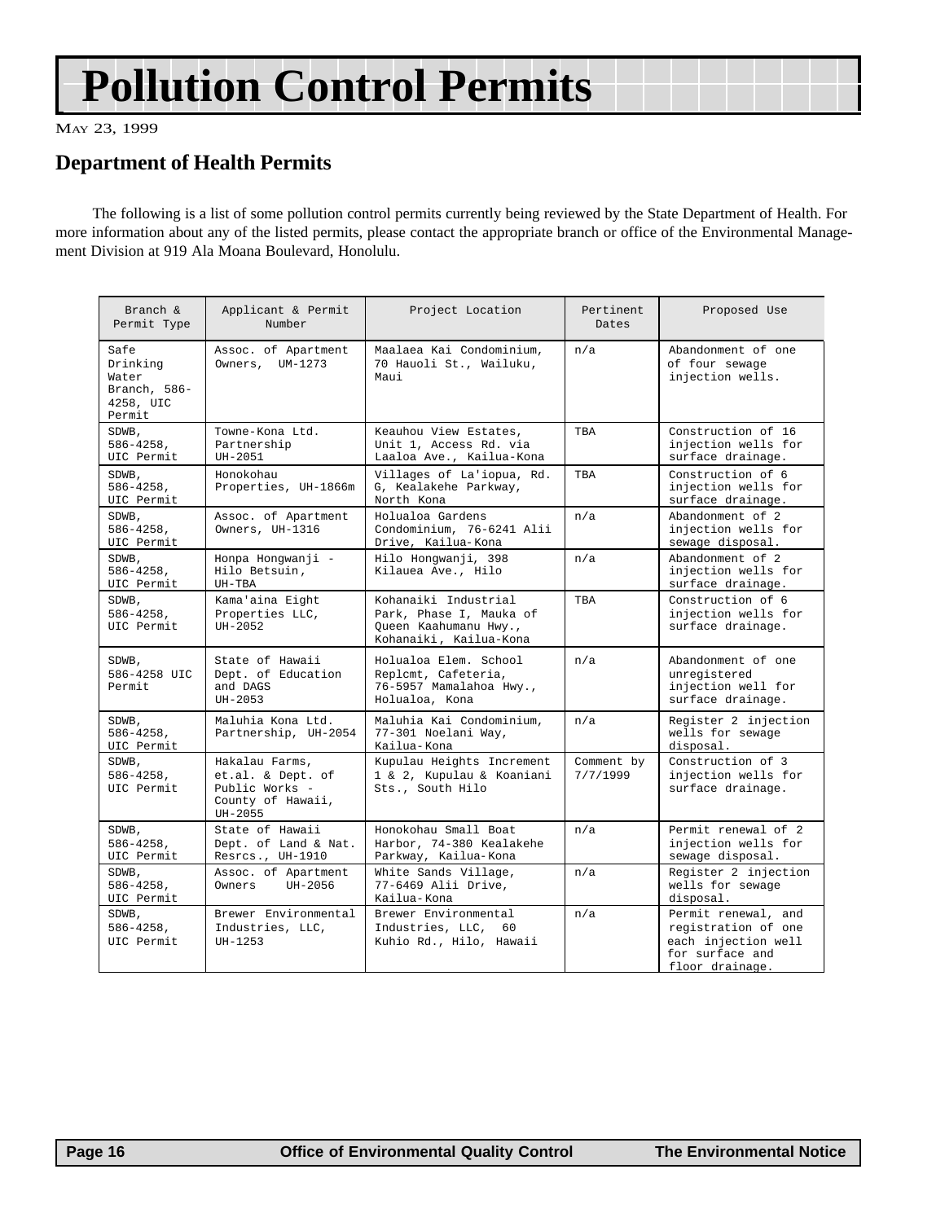# Pollution Control Permits

MAY 23, 1999

## Department of Health Permits

The following is a list of some pollution control permits currently being reviewed by the State Department of Health. For more information about any of the listed permits, please contact the appropriate branch or office of the Environmental Management Division at 919 Ala Moana Boulevard, Honolulu.

| Branch & Permit Type | Applicant & Permit Number | Project Location | Pertinent Dates | Proposed Use |
|---|---|---|---|---|
| Safe Drinking Water Branch, 586-4258, UIC Permit | Assoc. of Apartment Owners, UM-1273 | Maalaea Kai Condominium, 70 Hauoli St., Wailuku, Maui | n/a | Abandonment of one of four sewage injection wells. |
| SDWB, 586-4258, UIC Permit | Towne-Kona Ltd. Partnership UH-2051 | Keauhou View Estates, Unit 1, Access Rd. via Laaloa Ave., Kailua-Kona | TBA | Construction of 16 injection wells for surface drainage. |
| SDWB, 586-4258, UIC Permit | Honokohau Properties, UH-1866m | Villages of La'iopua, Rd. G, Kealakehe Parkway, North Kona | TBA | Construction of 6 injection wells for surface drainage. |
| SDWB, 586-4258, UIC Permit | Assoc. of Apartment Owners, UH-1316 | Holualoa Gardens Condominium, 76-6241 Alii Drive, Kailua-Kona | n/a | Abandonment of 2 injection wells for sewage disposal. |
| SDWB, 586-4258, UIC Permit | Honpa Hongwanji - Hilo Betsuin, UH-TBA | Hilo Hongwanji, 398 Kilauea Ave., Hilo | n/a | Abandonment of 2 injection wells for surface drainage. |
| SDWB, 586-4258, UIC Permit | Kama'aina Eight Properties LLC, UH-2052 | Kohanaiki Industrial Park, Phase I, Mauka of Queen Kaahumanu Hwy., Kohanaiki, Kailua-Kona | TBA | Construction of 6 injection wells for surface drainage. |
| SDWB, 586-4258 UIC Permit | State of Hawaii Dept. of Education and DAGS UH-2053 | Holualoa Elem. School Replcmt, Cafeteria, 76-5957 Mamalahoa Hwy., Holualoa, Kona | n/a | Abandonment of one unregistered injection well for surface drainage. |
| SDWB, 586-4258, UIC Permit | Maluhia Kona Ltd. Partnership, UH-2054 | Maluhia Kai Condominium, 77-301 Noelani Way, Kailua-Kona | n/a | Register 2 injection wells for sewage disposal. |
| SDWB, 586-4258, UIC Permit | Hakalau Farms, et.al. & Dept. of Public Works - County of Hawaii, UH-2055 | Kupulau Heights Increment 1 & 2, Kupulau & Koaniani Sts., South Hilo | Comment by 7/7/1999 | Construction of 3 injection wells for surface drainage. |
| SDWB, 586-4258, UIC Permit | State of Hawaii Dept. of Land & Nat. Resrcs., UH-1910 | Honokohau Small Boat Harbor, 74-380 Kealakehe Parkway, Kailua-Kona | n/a | Permit renewal of 2 injection wells for sewage disposal. |
| SDWB, 586-4258, UIC Permit | Assoc. of Apartment Owners UH-2056 | White Sands Village, 77-6469 Alii Drive, Kailua-Kona | n/a | Register 2 injection wells for sewage disposal. |
| SDWB, 586-4258, UIC Permit | Brewer Environmental Industries, LLC, UH-1253 | Brewer Environmental Industries, LLC, 60 Kuhio Rd., Hilo, Hawaii | n/a | Permit renewal, and registration of one each injection well for surface and floor drainage. |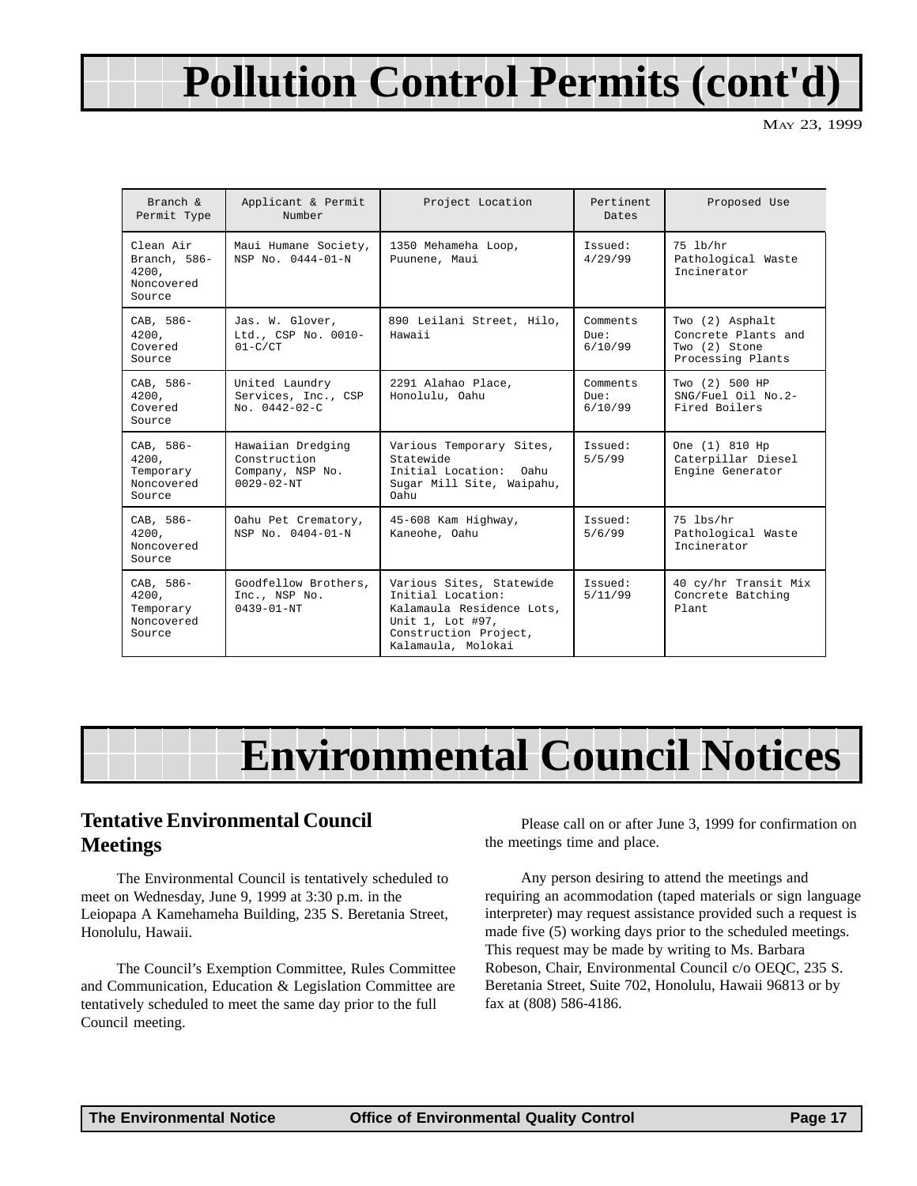# Pollution Control Permits (cont'd)

May 23, 1999

| Branch & Permit Type | Applicant & Permit Number | Project Location | Pertinent Dates | Proposed Use |
|---|---|---|---|---|
| Clean Air Branch, 586-4200, Noncovered Source | Maui Humane Society, NSP No. 0444-01-N | 1350 Mehameha Loop, Puunene, Maui | Issued: 4/29/99 | 75 lb/hr Pathological Waste Incinerator |
| CAB, 586-4200, Covered Source | Jas. W. Glover, Ltd., CSP No. 0010-01-C/CT | 890 Leilani Street, Hilo, Hawaii | Comments Due: 6/10/99 | Two (2) Asphalt Concrete Plants and Two (2) Stone Processing Plants |
| CAB, 586-4200, Covered Source | United Laundry Services, Inc., CSP No. 0442-02-C | 2291 Alahao Place, Honolulu, Oahu | Comments Due: 6/10/99 | Two (2) 500 HP SNG/Fuel Oil No.2-Fired Boilers |
| CAB, 586-4200, Temporary Noncovered Source | Hawaiian Dredging Construction Company, NSP No. 0029-02-NT | Various Temporary Sites, Statewide Initial Location: Oahu Sugar Mill Site, Waipahu, Oahu | Issued: 5/5/99 | One (1) 810 Hp Caterpillar Diesel Engine Generator |
| CAB, 586-4200, Noncovered Source | Oahu Pet Crematory, NSP No. 0404-01-N | 45-608 Kam Highway, Kaneohe, Oahu | Issued: 5/6/99 | 75 lbs/hr Pathological Waste Incinerator |
| CAB, 586-4200, Temporary Noncovered Source | Goodfellow Brothers, Inc., NSP No. 0439-01-NT | Various Sites, Statewide Initial Location: Kalamaula Residence Lots, Unit 1, Lot #97, Construction Project, Kalamaula, Molokai | Issued: 5/11/99 | 40 cy/hr Transit Mix Concrete Batching Plant |

# Environmental Council Notices

## Tentative Environmental Council Meetings

The Environmental Council is tentatively scheduled to meet on Wednesday, June 9, 1999 at 3:30 p.m. in the Leiopapa A Kamehameha Building, 235 S. Beretania Street, Honolulu, Hawaii.

The Council's Exemption Committee, Rules Committee and Communication, Education & Legislation Committee are tentatively scheduled to meet the same day prior to the full Council meeting.

Please call on or after June 3, 1999 for confirmation on the meetings time and place.

Any person desiring to attend the meetings and requiring an acommodation (taped materials or sign language interpreter) may request assistance provided such a request is made five (5) working days prior to the scheduled meetings. This request may be made by writing to Ms. Barbara Robeson, Chair, Environmental Council c/o OEQC, 235 S. Beretania Street, Suite 702, Honolulu, Hawaii 96813 or by fax at (808) 586-4186.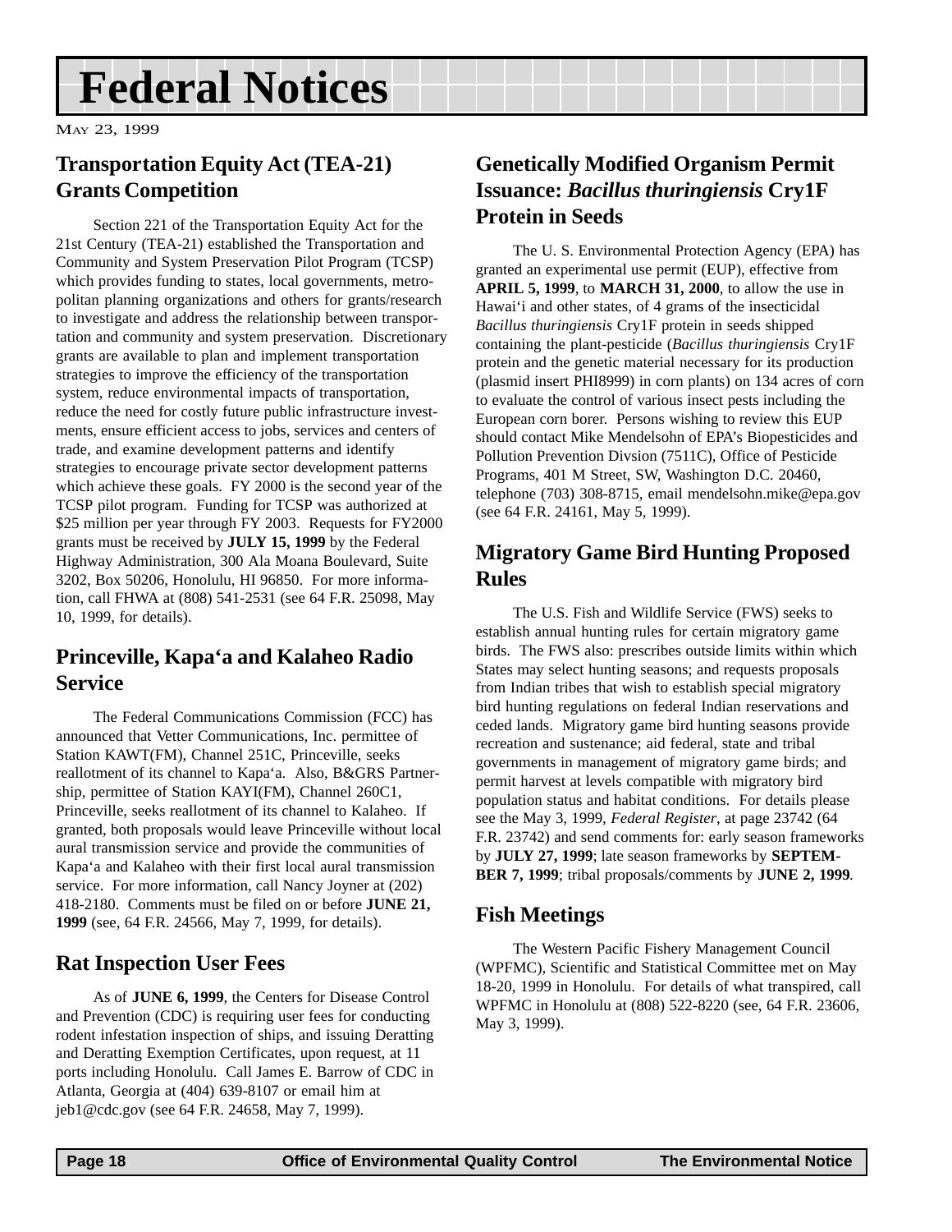# Federal Notices

MAY 23, 1999

## Transportation Equity Act (TEA-21) Grants Competition

Section 221 of the Transportation Equity Act for the 21st Century (TEA-21) established the Transportation and Community and System Preservation Pilot Program (TCSP) which provides funding to states, local governments, metropolitan planning organizations and others for grants/research to investigate and address the relationship between transportation and community and system preservation. Discretionary grants are available to plan and implement transportation strategies to improve the efficiency of the transportation system, reduce environmental impacts of transportation, reduce the need for costly future public infrastructure investments, ensure efficient access to jobs, services and centers of trade, and examine development patterns and identify strategies to encourage private sector development patterns which achieve these goals. FY 2000 is the second year of the TCSP pilot program. Funding for TCSP was authorized at $25 million per year through FY 2003. Requests for FY2000 grants must be received by **JULY 15, 1999** by the Federal Highway Administration, 300 Ala Moana Boulevard, Suite 3202, Box 50206, Honolulu, HI 96850. For more information, call FHWA at (808) 541-2531 (see 64 F.R. 25098, May 10, 1999, for details).

## Princeville, Kapa‘a and Kalaheo Radio Service

The Federal Communications Commission (FCC) has announced that Vetter Communications, Inc. permittee of Station KAWT(FM), Channel 251C, Princeville, seeks reallotment of its channel to Kapa‘a. Also, B&GRS Partnership, permittee of Station KAYI(FM), Channel 260C1, Princeville, seeks reallotment of its channel to Kalaheo. If granted, both proposals would leave Princeville without local aural transmission service and provide the communities of Kapa‘a and Kalaheo with their first local aural transmission service. For more information, call Nancy Joyner at (202) 418-2180. Comments must be filed on or before **JUNE 21, 1999** (see, 64 F.R. 24566, May 7, 1999, for details).

## Rat Inspection User Fees

As of **JUNE 6, 1999**, the Centers for Disease Control and Prevention (CDC) is requiring user fees for conducting rodent infestation inspection of ships, and issuing Deratting and Deratting Exemption Certificates, upon request, at 11 ports including Honolulu. Call James E. Barrow of CDC in Atlanta, Georgia at (404) 639-8107 or email him at jeb1@cdc.gov (see 64 F.R. 24658, May 7, 1999).

## Genetically Modified Organism Permit Issuance: *Bacillus thuringiensis* Cry1F Protein in Seeds

The U. S. Environmental Protection Agency (EPA) has granted an experimental use permit (EUP), effective from **APRIL 5, 1999**, to **MARCH 31, 2000**, to allow the use in Hawai‘i and other states, of 4 grams of the insecticidal *Bacillus thuringiensis* Cry1F protein in seeds shipped containing the plant-pesticide (*Bacillus thuringiensis* Cry1F protein and the genetic material necessary for its production (plasmid insert PHI8999) in corn plants) on 134 acres of corn to evaluate the control of various insect pests including the European corn borer. Persons wishing to review this EUP should contact Mike Mendelsohn of EPA's Biopesticides and Pollution Prevention Divsion (7511C), Office of Pesticide Programs, 401 M Street, SW, Washington D.C. 20460, telephone (703) 308-8715, email mendelsohn.mike@epa.gov (see 64 F.R. 24161, May 5, 1999).

## Migratory Game Bird Hunting Proposed Rules

The U.S. Fish and Wildlife Service (FWS) seeks to establish annual hunting rules for certain migratory game birds. The FWS also: prescribes outside limits within which States may select hunting seasons; and requests proposals from Indian tribes that wish to establish special migratory bird hunting regulations on federal Indian reservations and ceded lands. Migratory game bird hunting seasons provide recreation and sustenance; aid federal, state and tribal governments in management of migratory game birds; and permit harvest at levels compatible with migratory bird population status and habitat conditions. For details please see the May 3, 1999, *Federal Register*, at page 23742 (64 F.R. 23742) and send comments for: early season frameworks by **JULY 27, 1999**; late season frameworks by **SEPTEMBER 7, 1999**; tribal proposals/comments by **JUNE 2, 1999**.

## Fish Meetings

The Western Pacific Fishery Management Council (WPFMC), Scientific and Statistical Committee met on May 18-20, 1999 in Honolulu. For details of what transpired, call WPFMC in Honolulu at (808) 522-8220 (see, 64 F.R. 23606, May 3, 1999).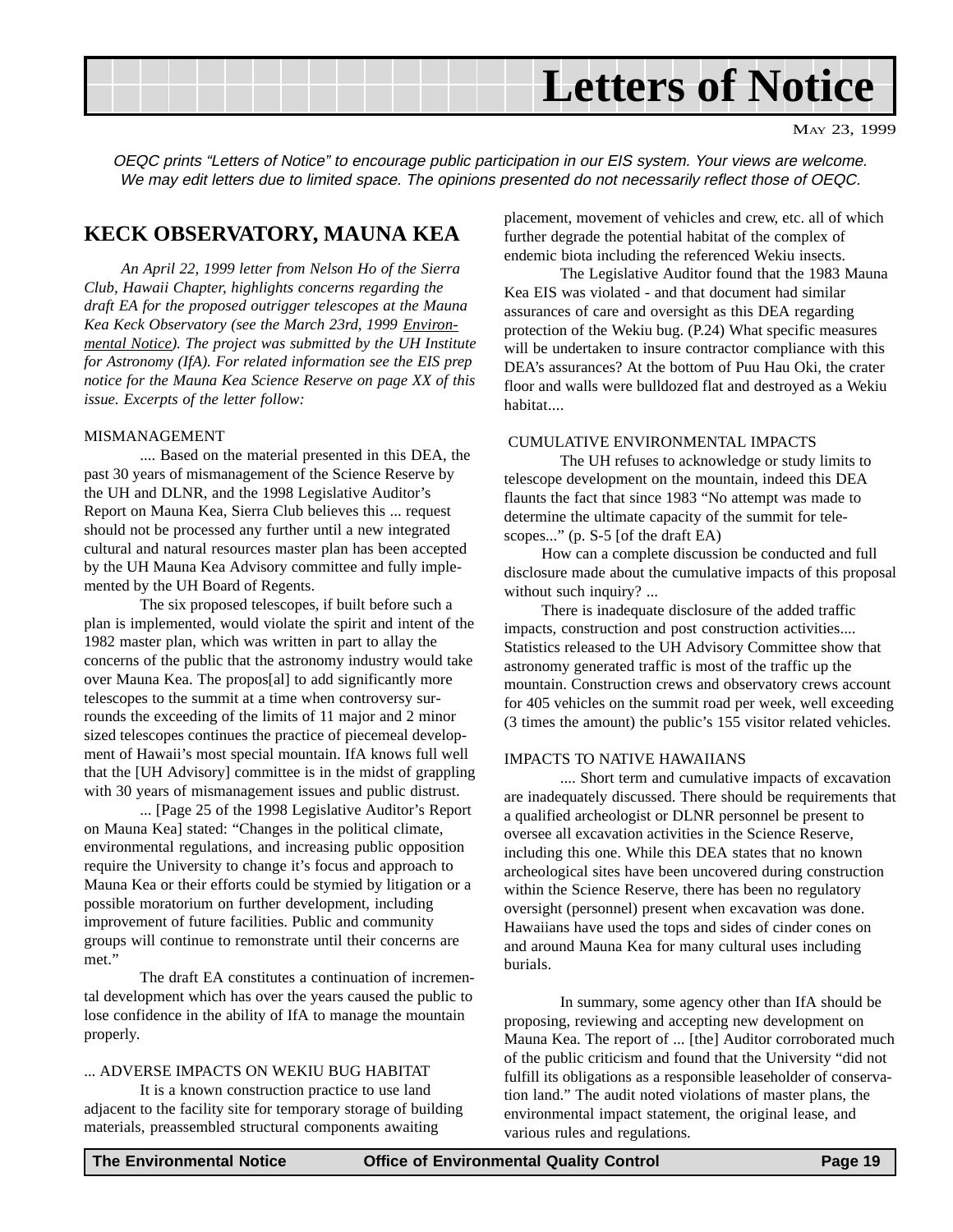# Letters of Notice

May 23, 1999

*OEQC prints "Letters of Notice" to encourage public participation in our EIS system. Your views are welcome. We may edit letters due to limited space. The opinions presented do not necessarily reflect those of OEQC.*

## KECK OBSERVATORY, MAUNA KEA

*An April 22, 1999 letter from Nelson Ho of the Sierra Club, Hawaii Chapter, highlights concerns regarding the draft EA for the proposed outrigger telescopes at the Mauna Kea Keck Observatory (see the March 23rd, 1999 Environmental Notice). The project was submitted by the UH Institute for Astronomy (IfA). For related information see the EIS prep notice for the Mauna Kea Science Reserve on page XX of this issue. Excerpts of the letter follow:*

MISMANAGEMENT

.... Based on the material presented in this DEA, the past 30 years of mismanagement of the Science Reserve by the UH and DLNR, and the 1998 Legislative Auditor's Report on Mauna Kea, Sierra Club believes this ... request should not be processed any further until a new integrated cultural and natural resources master plan has been accepted by the UH Mauna Kea Advisory committee and fully implemented by the UH Board of Regents.

The six proposed telescopes, if built before such a plan is implemented, would violate the spirit and intent of the 1982 master plan, which was written in part to allay the concerns of the public that the astronomy industry would take over Mauna Kea. The propos[al] to add significantly more telescopes to the summit at a time when controversy surrounds the exceeding of the limits of 11 major and 2 minor sized telescopes continues the practice of piecemeal development of Hawaii's most special mountain. IfA knows full well that the [UH Advisory] committee is in the midst of grappling with 30 years of mismanagement issues and public distrust.

... [Page 25 of the 1998 Legislative Auditor's Report on Mauna Kea] stated: "Changes in the political climate, environmental regulations, and increasing public opposition require the University to change it's focus and approach to Mauna Kea or their efforts could be stymied by litigation or a possible moratorium on further development, including improvement of future facilities. Public and community groups will continue to remonstrate until their concerns are met."

The draft EA constitutes a continuation of incremental development which has over the years caused the public to lose confidence in the ability of IfA to manage the mountain properly.

... ADVERSE IMPACTS ON WEKIU BUG HABITAT

It is a known construction practice to use land adjacent to the facility site for temporary storage of building materials, preassembled structural components awaiting placement, movement of vehicles and crew, etc. all of which further degrade the potential habitat of the complex of endemic biota including the referenced Wekiu insects.

The Legislative Auditor found that the 1983 Mauna Kea EIS was violated - and that document had similar assurances of care and oversight as this DEA regarding protection of the Wekiu bug. (P.24) What specific measures will be undertaken to insure contractor compliance with this DEA's assurances? At the bottom of Puu Hau Oki, the crater floor and walls were bulldozed flat and destroyed as a Wekiu habitat....

CUMULATIVE ENVIRONMENTAL IMPACTS

The UH refuses to acknowledge or study limits to telescope development on the mountain, indeed this DEA flaunts the fact that since 1983 "No attempt was made to determine the ultimate capacity of the summit for telescopes..." (p. S-5 [of the draft EA)

How can a complete discussion be conducted and full disclosure made about the cumulative impacts of this proposal without such inquiry? ...

There is inadequate disclosure of the added traffic impacts, construction and post construction activities.... Statistics released to the UH Advisory Committee show that astronomy generated traffic is most of the traffic up the mountain. Construction crews and observatory crews account for 405 vehicles on the summit road per week, well exceeding (3 times the amount) the public's 155 visitor related vehicles.

IMPACTS TO NATIVE HAWAIIANS

.... Short term and cumulative impacts of excavation are inadequately discussed. There should be requirements that a qualified archeologist or DLNR personnel be present to oversee all excavation activities in the Science Reserve, including this one. While this DEA states that no known archeological sites have been uncovered during construction within the Science Reserve, there has been no regulatory oversight (personnel) present when excavation was done. Hawaiians have used the tops and sides of cinder cones on and around Mauna Kea for many cultural uses including burials.

In summary, some agency other than IfA should be proposing, reviewing and accepting new development on Mauna Kea. The report of ... [the] Auditor corroborated much of the public criticism and found that the University "did not fulfill its obligations as a responsible leaseholder of conservation land." The audit noted violations of master plans, the environmental impact statement, the original lease, and various rules and regulations.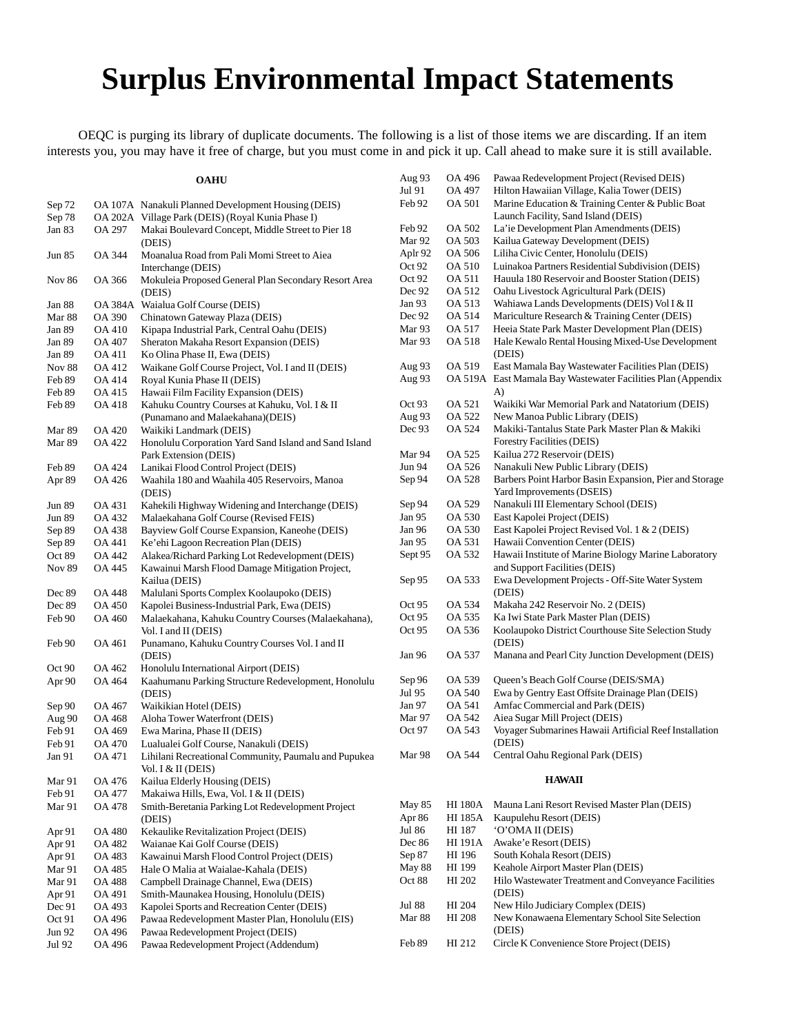# Surplus Environmental Impact Statements

OEQC is purging its library of duplicate documents. The following is a list of those items we are discarding. If an item interests you, you may have it free of charge, but you must come in and pick it up. Call ahead to make sure it is still available.

### OAHU

| | | |
|---|---|---|
| Sep 72 | OA 107A | Nanakuli Planned Development Housing (DEIS) |
| Sep 78 | OA 202A | Village Park (DEIS) (Royal Kunia Phase I) |
| Jan 83 | OA 297 | Makai Boulevard Concept, Middle Street to Pier 18 (DEIS) |
| Jun 85 | OA 344 | Moanalua Road from Pali Momi Street to Aiea Interchange (DEIS) |
| Nov 86 | OA 366 | Mokuleia Proposed General Plan Secondary Resort Area (DEIS) |
| Jan 88 | OA 384A | Waialua Golf Course (DEIS) |
| Mar 88 | OA 390 | Chinatown Gateway Plaza (DEIS) |
| Jan 89 | OA 410 | Kipapa Industrial Park, Central Oahu (DEIS) |
| Jan 89 | OA 407 | Sheraton Makaha Resort Expansion (DEIS) |
| Jan 89 | OA 411 | Ko Olina Phase II, Ewa (DEIS) |
| Nov 88 | OA 412 | Waikane Golf Course Project, Vol. I and II (DEIS) |
| Feb 89 | OA 414 | Royal Kunia Phase II (DEIS) |
| Feb 89 | OA 415 | Hawaii Film Facility Expansion (DEIS) |
| Feb 89 | OA 418 | Kahuku Country Courses at Kahuku, Vol. I & II (Punamano and Malaekahana)(DEIS) |
| Mar 89 | OA 420 | Waikiki Landmark (DEIS) |
| Mar 89 | OA 422 | Honolulu Corporation Yard Sand Island and Sand Island Park Extension (DEIS) |
| Feb 89 | OA 424 | Lanikai Flood Control Project (DEIS) |
| Apr 89 | OA 426 | Waahila 180 and Waahila 405 Reservoirs, Manoa (DEIS) |
| Jun 89 | OA 431 | Kahekili Highway Widening and Interchange (DEIS) |
| Jun 89 | OA 432 | Malaekahana Golf Course (Revised FEIS) |
| Sep 89 | OA 438 | Bayview Golf Course Expansion, Kaneohe (DEIS) |
| Sep 89 | OA 441 | Ke'ehi Lagoon Recreation Plan (DEIS) |
| Oct 89 | OA 442 | Alakea/Richard Parking Lot Redevelopment (DEIS) |
| Nov 89 | OA 445 | Kawainui Marsh Flood Damage Mitigation Project, Kailua (DEIS) |
| Dec 89 | OA 448 | Malulani Sports Complex Koolaupoko (DEIS) |
| Dec 89 | OA 450 | Kapolei Business-Industrial Park, Ewa (DEIS) |
| Feb 90 | OA 460 | Malaekahana, Kahuku Country Courses (Malaekahana), Vol. I and II (DEIS) |
| Feb 90 | OA 461 | Punamano, Kahuku Country Courses Vol. I and II (DEIS) |
| Oct 90 | OA 462 | Honolulu International Airport (DEIS) |
| Apr 90 | OA 464 | Kaahumanu Parking Structure Redevelopment, Honolulu (DEIS) |
| Sep 90 | OA 467 | Waikikian Hotel (DEIS) |
| Aug 90 | OA 468 | Aloha Tower Waterfront (DEIS) |
| Feb 91 | OA 469 | Ewa Marina, Phase II (DEIS) |
| Feb 91 | OA 470 | Lualualei Golf Course, Nanakuli (DEIS) |
| Jan 91 | OA 471 | Lihilani Recreational Community, Paumalu and Pupukea Vol. I & II (DEIS) |
| Mar 91 | OA 476 | Kailua Elderly Housing (DEIS) |
| Feb 91 | OA 477 | Makaiwa Hills, Ewa, Vol. I & II (DEIS) |
| Mar 91 | OA 478 | Smith-Beretania Parking Lot Redevelopment Project (DEIS) |
| Apr 91 | OA 480 | Kekaulike Revitalization Project (DEIS) |
| Apr 91 | OA 482 | Waianae Kai Golf Course (DEIS) |
| Apr 91 | OA 483 | Kawainui Marsh Flood Control Project (DEIS) |
| Mar 91 | OA 485 | Hale O Malia at Waialae-Kahala (DEIS) |
| Mar 91 | OA 488 | Campbell Drainage Channel, Ewa (DEIS) |
| Apr 91 | OA 491 | Smith-Maunakea Housing, Honolulu (DEIS) |
| Dec 91 | OA 493 | Kapolei Sports and Recreation Center (DEIS) |
| Oct 91 | OA 496 | Pawaa Redevelopment Master Plan, Honolulu (EIS) |
| Jun 92 | OA 496 | Pawaa Redevelopment Project (DEIS) |
| Jul 92 | OA 496 | Pawaa Redevelopment Project (Addendum) |
| Aug 93 | OA 496 | Pawaa Redevelopment Project (Revised DEIS) |
| Jul 91 | OA 497 | Hilton Hawaiian Village, Kalia Tower (DEIS) |
| Feb 92 | OA 501 | Marine Education & Training Center & Public Boat Launch Facility, Sand Island (DEIS) |
| Feb 92 | OA 502 | La'ie Development Plan Amendments (DEIS) |
| Mar 92 | OA 503 | Kailua Gateway Development (DEIS) |
| Aplr 92 | OA 506 | Liliha Civic Center, Honolulu (DEIS) |
| Oct 92 | OA 510 | Luinakoa Partners Residential Subdivision (DEIS) |
| Oct 92 | OA 511 | Hauula 180 Reservoir and Booster Station (DEIS) |
| Dec 92 | OA 512 | Oahu Livestock Agricultural Park (DEIS) |
| Jan 93 | OA 513 | Wahiawa Lands Developments (DEIS) Vol I & II |
| Dec 92 | OA 514 | Mariculture Research & Training Center (DEIS) |
| Mar 93 | OA 517 | Heeia State Park Master Development Plan (DEIS) |
| Mar 93 | OA 518 | Hale Kewalo Rental Housing Mixed-Use Development (DEIS) |
| Aug 93 | OA 519 | East Mamala Bay Wastewater Facilities Plan (DEIS) |
| Aug 93 | OA 519A | East Mamala Bay Wastewater Facilities Plan (Appendix A) |
| Oct 93 | OA 521 | Waikiki War Memorial Park and Natatorium (DEIS) |
| Aug 93 | OA 522 | New Manoa Public Library (DEIS) |
| Dec 93 | OA 524 | Makiki-Tantalus State Park Master Plan & Makiki Forestry Facilities (DEIS) |
| Mar 94 | OA 525 | Kailua 272 Reservoir (DEIS) |
| Jun 94 | OA 526 | Nanakuli New Public Library (DEIS) |
| Sep 94 | OA 528 | Barbers Point Harbor Basin Expansion, Pier and Storage Yard Improvements (DSEIS) |
| Sep 94 | OA 529 | Nanakuli III Elementary School (DEIS) |
| Jan 95 | OA 530 | East Kapolei Project (DEIS) |
| Jan 96 | OA 530 | East Kapolei Project Revised Vol. 1 & 2 (DEIS) |
| Jan 95 | OA 531 | Hawaii Convention Center (DEIS) |
| Sept 95 | OA 532 | Hawaii Institute of Marine Biology Marine Laboratory and Support Facilities (DEIS) |
| Sep 95 | OA 533 | Ewa Development Projects - Off-Site Water System (DEIS) |
| Oct 95 | OA 534 | Makaha 242 Reservoir No. 2 (DEIS) |
| Oct 95 | OA 535 | Ka Iwi State Park Master Plan (DEIS) |
| Oct 95 | OA 536 | Koolaupoko District Courthouse Site Selection Study (DEIS) |
| Jan 96 | OA 537 | Manana and Pearl City Junction Development (DEIS) |
| Sep 96 | OA 539 | Queen's Beach Golf Course (DEIS/SMA) |
| Jul 95 | OA 540 | Ewa by Gentry East Offsite Drainage Plan (DEIS) |
| Jan 97 | OA 541 | Amfac Commercial and Park (DEIS) |
| Mar 97 | OA 542 | Aiea Sugar Mill Project (DEIS) |
| Oct 97 | OA 543 | Voyager Submarines Hawaii Artificial Reef Installation (DEIS) |
| Mar 98 | OA 544 | Central Oahu Regional Park (DEIS) |

### HAWAII

| | | |
|---|---|---|
| May 85 | HI 180A | Mauna Lani Resort Revised Master Plan (DEIS) |
| Apr 86 | HI 185A | Kaupulehu Resort (DEIS) |
| Jul 86 | HI 187 | 'O'OMA II (DEIS) |
| Dec 86 | HI 191A | Awake'e Resort (DEIS) |
| Sep 87 | HI 196 | South Kohala Resort (DEIS) |
| May 88 | HI 199 | Keahole Airport Master Plan (DEIS) |
| Oct 88 | HI 202 | Hilo Wastewater Treatment and Conveyance Facilities (DEIS) |
| Jul 88 | HI 204 | New Hilo Judiciary Complex (DEIS) |
| Mar 88 | HI 208 | New Konawaena Elementary School Site Selection (DEIS) |
| Feb 89 | HI 212 | Circle K Convenience Store Project (DEIS) |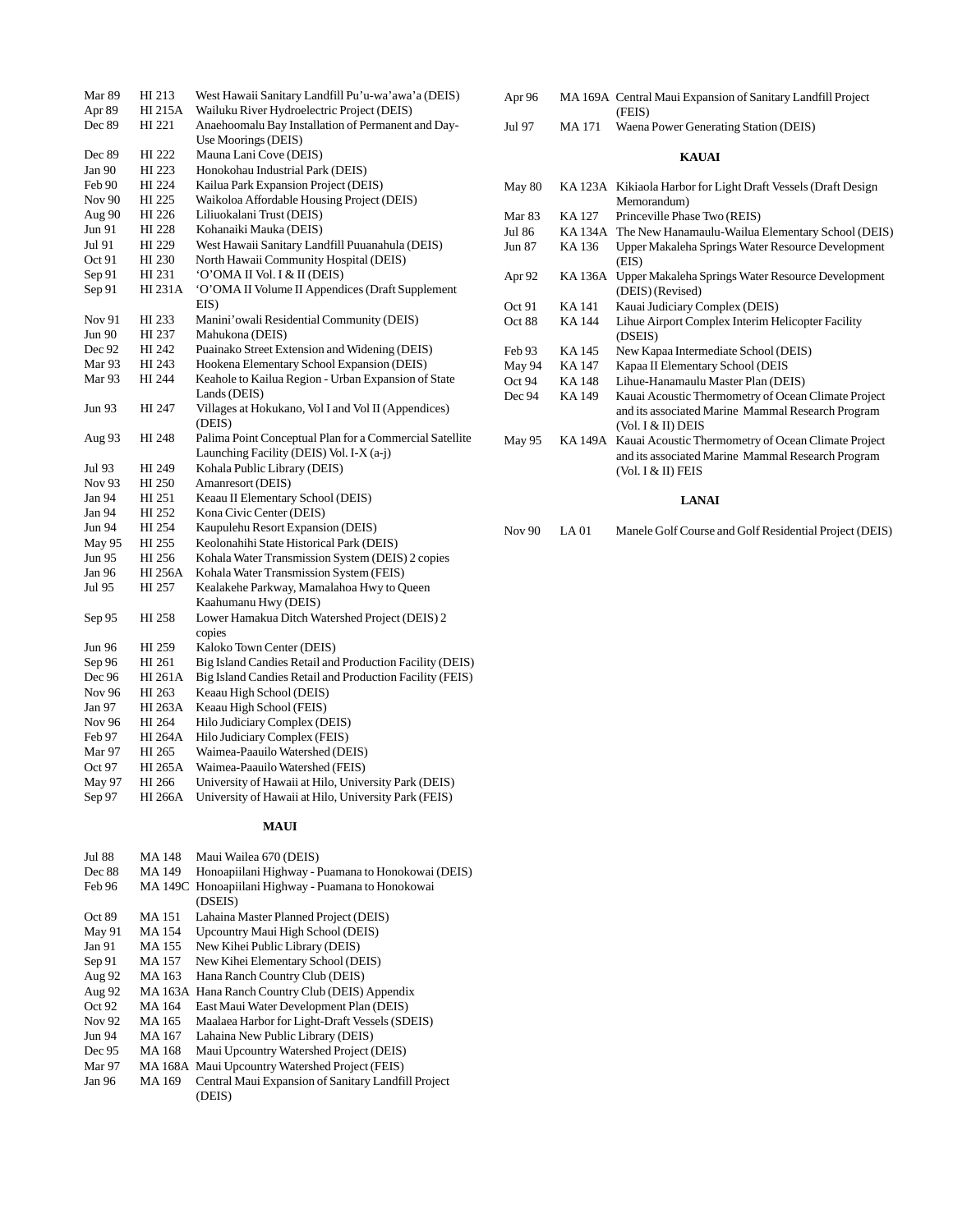| | | |
|---|---|---|
| Mar 89 | HI 213 | West Hawaii Sanitary Landfill Pu'u-wa'awa'a (DEIS) |
| Apr 89 | HI 215A | Wailuku River Hydroelectric Project (DEIS) |
| Dec 89 | HI 221 | Anaehoomalu Bay Installation of Permanent and Day-Use Moorings (DEIS) |
| Dec 89 | HI 222 | Mauna Lani Cove (DEIS) |
| Jan 90 | HI 223 | Honokohau Industrial Park (DEIS) |
| Feb 90 | HI 224 | Kailua Park Expansion Project (DEIS) |
| Nov 90 | HI 225 | Waikoloa Affordable Housing Project (DEIS) |
| Aug 90 | HI 226 | Liliuokalani Trust (DEIS) |
| Jun 91 | HI 228 | Kohanaiki Mauka (DEIS) |
| Jul 91 | HI 229 | West Hawaii Sanitary Landfill Puuanahula (DEIS) |
| Oct 91 | HI 230 | North Hawaii Community Hospital (DEIS) |
| Sep 91 | HI 231 | 'O'OMA II Vol. I & II (DEIS) |
| Sep 91 | HI 231A | 'O'OMA II Volume II Appendices (Draft Supplement EIS) |
| Nov 91 | HI 233 | Manini'owali Residential Community (DEIS) |
| Jun 90 | HI 237 | Mahukona (DEIS) |
| Dec 92 | HI 242 | Puainako Street Extension and Widening (DEIS) |
| Mar 93 | HI 243 | Hookena Elementary School Expansion (DEIS) |
| Mar 93 | HI 244 | Keahole to Kailua Region - Urban Expansion of State Lands (DEIS) |
| Jun 93 | HI 247 | Villages at Hokukano, Vol I and Vol II (Appendices) (DEIS) |
| Aug 93 | HI 248 | Palima Point Conceptual Plan for a Commercial Satellite Launching Facility (DEIS) Vol. I-X (a-j) |
| Jul 93 | HI 249 | Kohala Public Library (DEIS) |
| Nov 93 | HI 250 | Amanresort (DEIS) |
| Jan 94 | HI 251 | Keaau II Elementary School (DEIS) |
| Jan 94 | HI 252 | Kona Civic Center (DEIS) |
| Jun 94 | HI 254 | Kaupulehu Resort Expansion (DEIS) |
| May 95 | HI 255 | Keolonahihi State Historical Park (DEIS) |
| Jun 95 | HI 256 | Kohala Water Transmission System (DEIS) 2 copies |
| Jan 96 | HI 256A | Kohala Water Transmission System (FEIS) |
| Jul 95 | HI 257 | Kealakehe Parkway, Mamalahoa Hwy to Queen Kaahumanu Hwy (DEIS) |
| Sep 95 | HI 258 | Lower Hamakua Ditch Watershed Project (DEIS) 2 copies |
| Jun 96 | HI 259 | Kaloko Town Center (DEIS) |
| Sep 96 | HI 261 | Big Island Candies Retail and Production Facility (DEIS) |
| Dec 96 | HI 261A | Big Island Candies Retail and Production Facility (FEIS) |
| Nov 96 | HI 263 | Keaau High School (DEIS) |
| Jan 97 | HI 263A | Keaau High School (FEIS) |
| Nov 96 | HI 264 | Hilo Judiciary Complex (DEIS) |
| Feb 97 | HI 264A | Hilo Judiciary Complex (FEIS) |
| Mar 97 | HI 265 | Waimea-Paauilo Watershed (DEIS) |
| Oct 97 | HI 265A | Waimea-Paauilo Watershed (FEIS) |
| May 97 | HI 266 | University of Hawaii at Hilo, University Park (DEIS) |
| Sep 97 | HI 266A | University of Hawaii at Hilo, University Park (FEIS) |

**MAUI**

| | | |
|---|---|---|
| Jul 88 | MA 148 | Maui Wailea 670 (DEIS) |
| Dec 88 | MA 149 | Honoapiilani Highway - Puamana to Honokowai (DEIS) |
| Feb 96 | MA 149C | Honoapiilani Highway - Puamana to Honokowai (DSEIS) |
| Oct 89 | MA 151 | Lahaina Master Planned Project (DEIS) |
| May 91 | MA 154 | Upcountry Maui High School (DEIS) |
| Jan 91 | MA 155 | New Kihei Public Library (DEIS) |
| Sep 91 | MA 157 | New Kihei Elementary School (DEIS) |
| Aug 92 | MA 163 | Hana Ranch Country Club (DEIS) |
| Aug 92 | MA 163A | Hana Ranch Country Club (DEIS) Appendix |
| Oct 92 | MA 164 | East Maui Water Development Plan (DEIS) |
| Nov 92 | MA 165 | Maalaea Harbor for Light-Draft Vessels (SDEIS) |
| Jun 94 | MA 167 | Lahaina New Public Library (DEIS) |
| Dec 95 | MA 168 | Maui Upcountry Watershed Project (DEIS) |
| Mar 97 | MA 168A | Maui Upcountry Watershed Project (FEIS) |
| Jan 96 | MA 169 | Central Maui Expansion of Sanitary Landfill Project (DEIS) |
| Apr 96 | MA 169A | Central Maui Expansion of Sanitary Landfill Project (FEIS) |
| Jul 97 | MA 171 | Waena Power Generating Station (DEIS) |

**KAUAI**

| | | |
|---|---|---|
| May 80 | KA 123A | Kikiaola Harbor for Light Draft Vessels (Draft Design Memorandum) |
| Mar 83 | KA 127 | Princeville Phase Two (REIS) |
| Jul 86 | KA 134A | The New Hanamaulu-Wailua Elementary School (DEIS) |
| Jun 87 | KA 136 | Upper Makaleha Springs Water Resource Development (EIS) |
| Apr 92 | KA 136A | Upper Makaleha Springs Water Resource Development (DEIS) (Revised) |
| Oct 91 | KA 141 | Kauai Judiciary Complex (DEIS) |
| Oct 88 | KA 144 | Lihue Airport Complex Interim Helicopter Facility (DSEIS) |
| Feb 93 | KA 145 | New Kapaa Intermediate School (DEIS) |
| May 94 | KA 147 | Kapaa II Elementary School (DEIS |
| Oct 94 | KA 148 | Lihue-Hanamaulu Master Plan (DEIS) |
| Dec 94 | KA 149 | Kauai Acoustic Thermometry of Ocean Climate Project and its associated Marine Mammal Research Program (Vol. I & II) DEIS |
| May 95 | KA 149A | Kauai Acoustic Thermometry of Ocean Climate Project and its associated Marine Mammal Research Program (Vol. I & II) FEIS |

**LANAI**

| | | |
|---|---|---|
| Nov 90 | LA 01 | Manele Golf Course and Golf Residential Project (DEIS) |